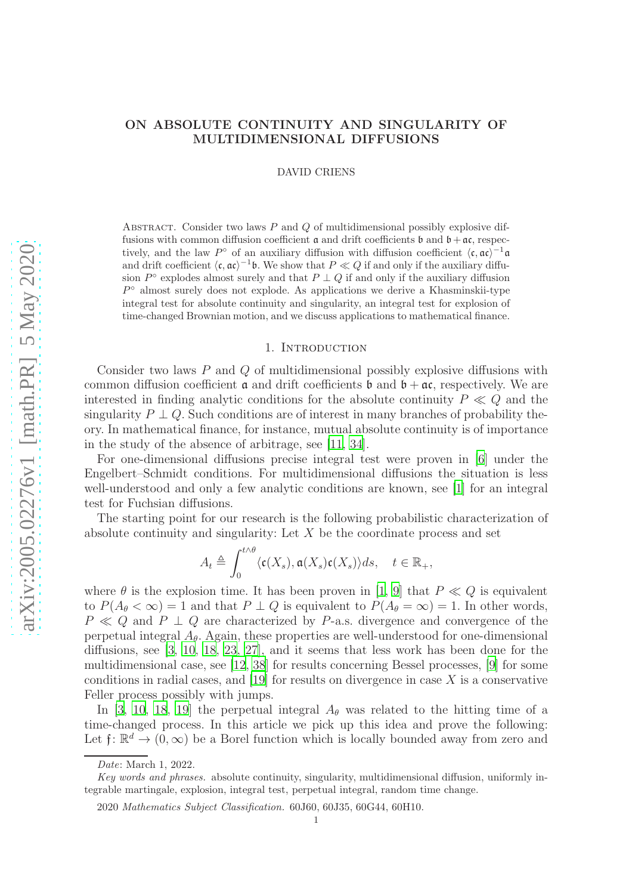# ON ABSOLUTE CONTINUITY AND SINGULARITY OF MULTIDIMENSIONAL DIFFUSIONS

DAVID CRIENS

ABSTRACT. Consider two laws $P$ and $Q$ of multidimensional possibly explosive diffusions with common diffusion coefficient $\mathfrak{a}$ and drift coefficients $\mathfrak{b}$ and $\mathfrak{b} + \mathfrak{a}\mathfrak{c}$, respectively, and the law $P^\circ$ of an auxiliary diffusion with diffusion coefficient $\langle \mathfrak{c}, \mathfrak{a}\mathfrak{c}\rangle^{-1}\mathfrak{a}$ and drift coefficient $\langle \mathfrak{c}, \mathfrak{a}\mathfrak{c}\rangle^{-1}\mathfrak{b}$. We show that $P \ll Q$ if and only if the auxiliary diffusion $P^\circ$ explodes almost surely and that $P \perp Q$ if and only if the auxiliary diffusion $P^\circ$ almost surely does not explode. As applications we derive a Khasminskii-type integral test for absolute continuity and singularity, an integral test for explosion of time-changed Brownian motion, and we discuss applications to mathematical finance.

## 1. INTRODUCTION

Consider two laws $P$ and $Q$ of multidimensional possibly explosive diffusions with common diffusion coefficient $\mathfrak{a}$ and drift coefficients $\mathfrak{b}$ and $\mathfrak{b} + \mathfrak{a}\mathfrak{c}$, respectively. We are interested in finding analytic conditions for the absolute continuity $P \ll Q$ and the singularity $P \perp Q$. Such conditions are of interest in many branches of probability theory. In mathematical finance, for instance, mutual absolute continuity is of importance in the study of the absence of arbitrage, see [11, 34].

For one-dimensional diffusions precise integral test were proven in [6] under the Engelbert–Schmidt conditions. For multidimensional diffusions the situation is less well-understood and only a few analytic conditions are known, see [1] for an integral test for Fuchsian diffusions.

The starting point for our research is the following probabilistic characterization of absolute continuity and singularity: Let $X$ be the coordinate process and set

$$A_t \triangleq \int_0^{t\wedge\theta} \langle \mathfrak{c}(X_s), \mathfrak{a}(X_s)\mathfrak{c}(X_s)\rangle ds, \quad t \in \mathbb{R}_+,$$

where $\theta$ is the explosion time. It has been proven in [1, 9] that $P \ll Q$ is equivalent to $P(A_\theta < \infty) = 1$ and that $P \perp Q$ is equivalent to $P(A_\theta = \infty) = 1$. In other words, $P \ll Q$ and $P \perp Q$ are characterized by $P$-a.s. divergence and convergence of the perpetual integral $A_\theta$. Again, these properties are well-understood for one-dimensional diffusions, see [3, 10, 18, 23, 27], and it seems that less work has been done for the multidimensional case, see [12, 38] for results concerning Bessel processes, [9] for some conditions in radial cases, and [19] for results on divergence in case $X$ is a conservative Feller process possibly with jumps.

In [3, 10, 18, 19] the perpetual integral $A_\theta$ was related to the hitting time of a time-changed process. In this article we pick up this idea and prove the following: Let $\mathfrak{f}\colon \mathbb{R}^d \to (0, \infty)$ be a Borel function which is locally bounded away from zero and

---

*Date*: March 1, 2022.

*Key words and phrases.* absolute continuity, singularity, multidimensional diffusion, uniformly integrable martingale, explosion, integral test, perpetual integral, random time change.

2020 *Mathematics Subject Classification.* 60J60, 60J35, 60G44, 60H10.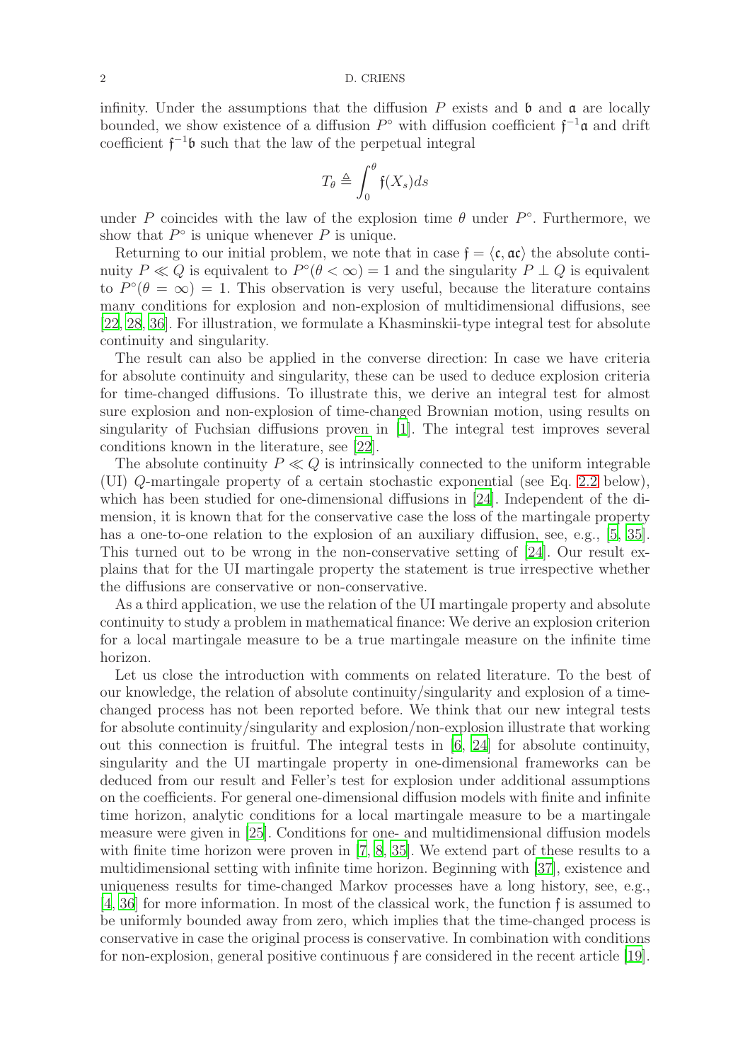infinity. Under the assumptions that the diffusion $P$ exists and $\mathfrak{b}$ and $\mathfrak{a}$ are locally bounded, we show existence of a diffusion $P^\circ$ with diffusion coefficient $\mathfrak{f}^{-1}\mathfrak{a}$ and drift coefficient $\mathfrak{f}^{-1}\mathfrak{b}$ such that the law of the perpetual integral

$$T_\theta \triangleq \int_0^\theta \mathfrak{f}(X_s)ds$$

under $P$ coincides with the law of the explosion time $\theta$ under $P^\circ$. Furthermore, we show that $P^\circ$ is unique whenever $P$ is unique.

Returning to our initial problem, we note that in case $\mathfrak{f} = \langle \mathfrak{c}, \mathfrak{a}\mathfrak{c}\rangle$ the absolute continuity $P \ll Q$ is equivalent to $P^\circ(\theta < \infty) = 1$ and the singularity $P \perp Q$ is equivalent to $P^\circ(\theta = \infty) = 1$. This observation is very useful, because the literature contains many conditions for explosion and non-explosion of multidimensional diffusions, see [22, 28, 36]. For illustration, we formulate a Khasminskii-type integral test for absolute continuity and singularity.

The result can also be applied in the converse direction: In case we have criteria for absolute continuity and singularity, these can be used to deduce explosion criteria for time-changed diffusions. To illustrate this, we derive an integral test for almost sure explosion and non-explosion of time-changed Brownian motion, using results on singularity of Fuchsian diffusions proven in [1]. The integral test improves several conditions known in the literature, see [22].

The absolute continuity $P \ll Q$ is intrinsically connected to the uniform integrable (UI) $Q$-martingale property of a certain stochastic exponential (see Eq. 2.2 below), which has been studied for one-dimensional diffusions in [24]. Independent of the dimension, it is known that for the conservative case the loss of the martingale property has a one-to-one relation to the explosion of an auxiliary diffusion, see, e.g., [5, 35]. This turned out to be wrong in the non-conservative setting of [24]. Our result explains that for the UI martingale property the statement is true irrespective whether the diffusions are conservative or non-conservative.

As a third application, we use the relation of the UI martingale property and absolute continuity to study a problem in mathematical finance: We derive an explosion criterion for a local martingale measure to be a true martingale measure on the infinite time horizon.

Let us close the introduction with comments on related literature. To the best of our knowledge, the relation of absolute continuity/singularity and explosion of a time-changed process has not been reported before. We think that our new integral tests for absolute continuity/singularity and explosion/non-explosion illustrate that working out this connection is fruitful. The integral tests in [6, 24] for absolute continuity, singularity and the UI martingale property in one-dimensional frameworks can be deduced from our result and Feller's test for explosion under additional assumptions on the coefficients. For general one-dimensional diffusion models with finite and infinite time horizon, analytic conditions for a local martingale measure to be a martingale measure were given in [25]. Conditions for one- and multidimensional diffusion models with finite time horizon were proven in [7, 8, 35]. We extend part of these results to a multidimensional setting with infinite time horizon. Beginning with [37], existence and uniqueness results for time-changed Markov processes have a long history, see, e.g., [4, 36] for more information. In most of the classical work, the function $\mathfrak{f}$ is assumed to be uniformly bounded away from zero, which implies that the time-changed process is conservative in case the original process is conservative. In combination with conditions for non-explosion, general positive continuous $\mathfrak{f}$ are considered in the recent article [19].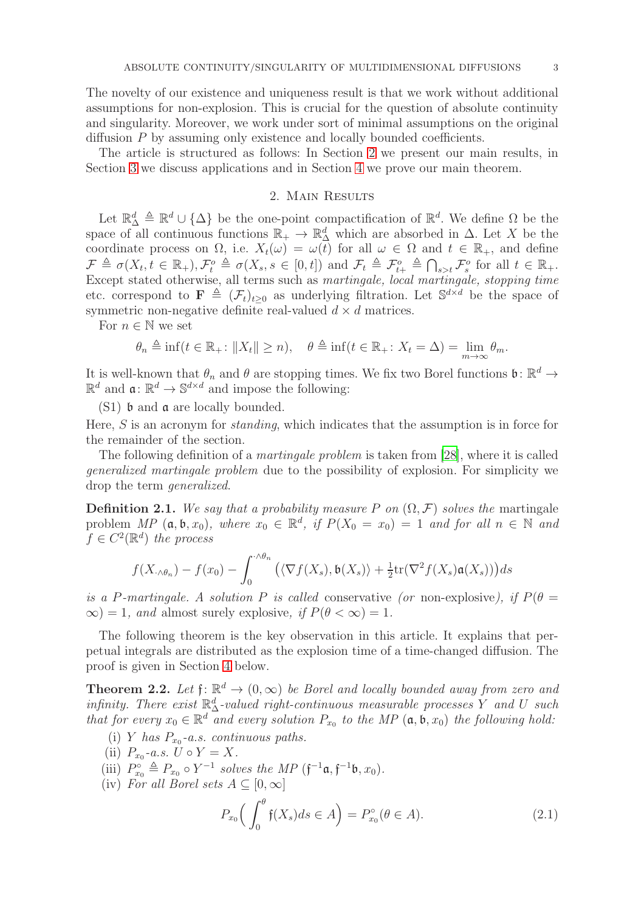The novelty of our existence and uniqueness result is that we work without additional assumptions for non-explosion. This is crucial for the question of absolute continuity and singularity. Moreover, we work under sort of minimal assumptions on the original diffusion $P$ by assuming only existence and locally bounded coefficients.

The article is structured as follows: In Section 2 we present our main results, in Section 3 we discuss applications and in Section 4 we prove our main theorem.

## 2. Main Results

Let $\mathbb{R}^d_\Delta \triangleq \mathbb{R}^d \cup \{\Delta\}$ be the one-point compactification of $\mathbb{R}^d$. We define $\Omega$ be the space of all continuous functions $\mathbb{R}_+ \to \mathbb{R}^d_\Delta$ which are absorbed in $\Delta$. Let $X$ be the coordinate process on $\Omega$, i.e. $X_t(\omega) = \omega(t)$ for all $\omega \in \Omega$ and $t \in \mathbb{R}_+$, and define $\mathcal{F} \triangleq \sigma(X_t, t \in \mathbb{R}_+), \mathcal{F}^o_t \triangleq \sigma(X_s, s \in [0,t])$ and $\mathcal{F}_t \triangleq \mathcal{F}^o_{t+} \triangleq \bigcap_{s>t} \mathcal{F}^o_s$ for all $t \in \mathbb{R}_+$. Except stated otherwise, all terms such as *martingale, local martingale, stopping time* etc. correspond to $\mathbf{F} \triangleq (\mathcal{F}_t)_{t\geq 0}$ as underlying filtration. Let $\mathbb{S}^{d\times d}$ be the space of symmetric non-negative definite real-valued $d \times d$ matrices.

For $n \in \mathbb{N}$ we set

$$\theta_n \triangleq \inf(t \in \mathbb{R}_+ \colon \|X_t\| \geq n), \quad \theta \triangleq \inf(t \in \mathbb{R}_+ \colon X_t = \Delta) = \lim_{m\to\infty} \theta_m.$$

It is well-known that $\theta_n$ and $\theta$ are stopping times. We fix two Borel functions $\mathfrak{b} \colon \mathbb{R}^d \to \mathbb{R}^d$ and $\mathfrak{a} \colon \mathbb{R}^d \to \mathbb{S}^{d\times d}$ and impose the following:

(S1) $\mathfrak{b}$ and $\mathfrak{a}$ are locally bounded.

Here, $S$ is an acronym for *standing*, which indicates that the assumption is in force for the remainder of the section.

The following definition of a *martingale problem* is taken from [28], where it is called *generalized martingale problem* due to the possibility of explosion. For simplicity we drop the term *generalized*.

**Definition 2.1.** *We say that a probability measure $P$ on $(\Omega, \mathcal{F})$ solves the* martingale problem *MP $(\mathfrak{a}, \mathfrak{b}, x_0)$, where $x_0 \in \mathbb{R}^d$, if $P(X_0 = x_0) = 1$ and for all $n \in \mathbb{N}$ and $f \in C^2(\mathbb{R}^d)$ the process*

$$f(X_{\cdot\wedge\theta_n}) - f(x_0) - \int_0^{\cdot\wedge\theta_n} \big(\langle \nabla f(X_s), \mathfrak{b}(X_s)\rangle + \tfrac{1}{2}\mathrm{tr}(\nabla^2 f(X_s)\mathfrak{a}(X_s))\big)ds$$

*is a $P$-martingale. A solution $P$ is called* conservative *(or* non-explosive*), if $P(\theta = \infty) = 1$, and* almost surely explosive*, if $P(\theta < \infty) = 1$.*

The following theorem is the key observation in this article. It explains that perpetual integrals are distributed as the explosion time of a time-changed diffusion. The proof is given in Section 4 below.

**Theorem 2.2.** *Let $\mathfrak{f} \colon \mathbb{R}^d \to (0, \infty)$ be Borel and locally bounded away from zero and infinity. There exist $\mathbb{R}^d_\Delta$-valued right-continuous measurable processes $Y$ and $U$ such that for every $x_0 \in \mathbb{R}^d$ and every solution $P_{x_0}$ to the MP $(\mathfrak{a}, \mathfrak{b}, x_0)$ the following hold:*

(i) *$Y$ has $P_{x_0}$-a.s. continuous paths.*
(ii) *$P_{x_0}$-a.s. $U \circ Y = X$.*
(iii) *$P^\circ_{x_0} \triangleq P_{x_0} \circ Y^{-1}$ solves the MP $(\mathfrak{f}^{-1}\mathfrak{a}, \mathfrak{f}^{-1}\mathfrak{b}, x_0)$.*
(iv) *For all Borel sets $A \subseteq [0, \infty]$*

$$P_{x_0}\Big(\int_0^\theta \mathfrak{f}(X_s)ds \in A\Big) = P^\circ_{x_0}(\theta \in A). \tag{2.1}$$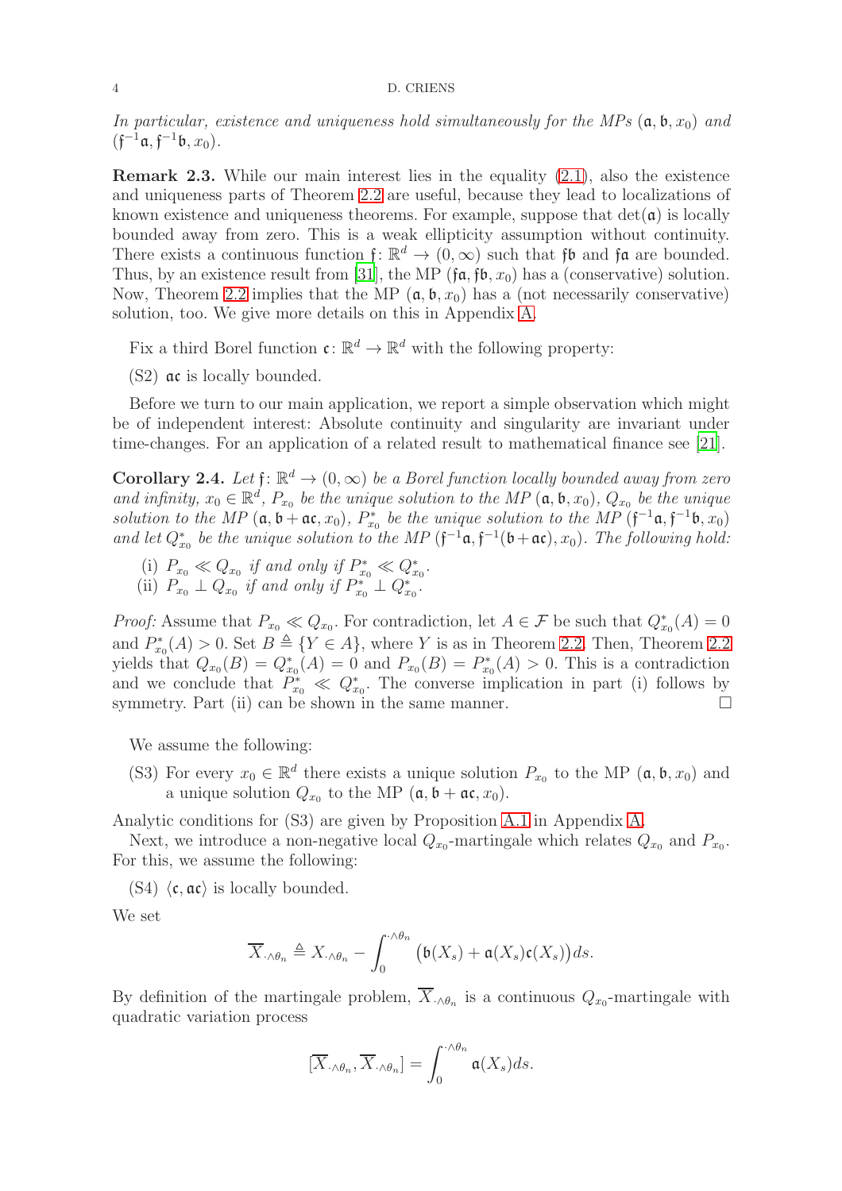*In particular, existence and uniqueness hold simultaneously for the MPs* $(\mathfrak{a}, \mathfrak{b}, x_0)$ *and* $(\mathfrak{f}^{-1}\mathfrak{a}, \mathfrak{f}^{-1}\mathfrak{b}, x_0)$.

**Remark 2.3.** While our main interest lies in the equality (2.1), also the existence and uniqueness parts of Theorem 2.2 are useful, because they lead to localizations of known existence and uniqueness theorems. For example, suppose that $\det(\mathfrak{a})$ is locally bounded away from zero. This is a weak ellipticity assumption without continuity. There exists a continuous function $\mathfrak{f} \colon \mathbb{R}^d \to (0, \infty)$ such that $\mathfrak{f}\mathfrak{b}$ and $\mathfrak{f}\mathfrak{a}$ are bounded. Thus, by an existence result from [31], the MP $(\mathfrak{f}\mathfrak{a}, \mathfrak{f}\mathfrak{b}, x_0)$ has a (conservative) solution. Now, Theorem 2.2 implies that the MP $(\mathfrak{a}, \mathfrak{b}, x_0)$ has a (not necessarily conservative) solution, too. We give more details on this in Appendix A.

Fix a third Borel function $\mathfrak{c} \colon \mathbb{R}^d \to \mathbb{R}^d$ with the following property:

(S2) $\mathfrak{a}\mathfrak{c}$ is locally bounded.

Before we turn to our main application, we report a simple observation which might be of independent interest: Absolute continuity and singularity are invariant under time-changes. For an application of a related result to mathematical finance see [21].

**Corollary 2.4.** *Let* $\mathfrak{f} \colon \mathbb{R}^d \to (0, \infty)$ *be a Borel function locally bounded away from zero and infinity,* $x_0 \in \mathbb{R}^d$, $P_{x_0}$ *be the unique solution to the MP* $(\mathfrak{a}, \mathfrak{b}, x_0)$, $Q_{x_0}$ *be the unique solution to the MP* $(\mathfrak{a}, \mathfrak{b} + \mathfrak{a}\mathfrak{c}, x_0)$, $P^*_{x_0}$ *be the unique solution to the MP* $(\mathfrak{f}^{-1}\mathfrak{a}, \mathfrak{f}^{-1}\mathfrak{b}, x_0)$ *and let* $Q^*_{x_0}$ *be the unique solution to the MP* $(\mathfrak{f}^{-1}\mathfrak{a}, \mathfrak{f}^{-1}(\mathfrak{b} + \mathfrak{a}\mathfrak{c}), x_0)$. *The following hold:*

(i) $P_{x_0} \ll Q_{x_0}$ *if and only if* $P^*_{x_0} \ll Q^*_{x_0}$.
(ii) $P_{x_0} \perp Q_{x_0}$ *if and only if* $P^*_{x_0} \perp Q^*_{x_0}$.

*Proof:* Assume that $P_{x_0} \ll Q_{x_0}$. For contradiction, let $A \in \mathcal{F}$ be such that $Q^*_{x_0}(A) = 0$ and $P^*_{x_0}(A) > 0$. Set $B \triangleq \{Y \in A\}$, where $Y$ is as in Theorem 2.2. Then, Theorem 2.2 yields that $Q_{x_0}(B) = Q^*_{x_0}(A) = 0$ and $P_{x_0}(B) = P^*_{x_0}(A) > 0$. This is a contradiction and we conclude that $P^*_{x_0} \ll Q^*_{x_0}$. The converse implication in part (i) follows by symmetry. Part (ii) can be shown in the same manner. $\square$

We assume the following:

(S3) For every $x_0 \in \mathbb{R}^d$ there exists a unique solution $P_{x_0}$ to the MP $(\mathfrak{a}, \mathfrak{b}, x_0)$ and a unique solution $Q_{x_0}$ to the MP $(\mathfrak{a}, \mathfrak{b} + \mathfrak{a}\mathfrak{c}, x_0)$.

Analytic conditions for (S3) are given by Proposition A.1 in Appendix A.

Next, we introduce a non-negative local $Q_{x_0}$-martingale which relates $Q_{x_0}$ and $P_{x_0}$. For this, we assume the following:

(S4) $\langle \mathfrak{c}, \mathfrak{a}\mathfrak{c}\rangle$ is locally bounded.

We set

$$\overline{X}_{\cdot \wedge \theta_n} \triangleq X_{\cdot \wedge \theta_n} - \int_0^{\cdot \wedge \theta_n} \big(\mathfrak{b}(X_s) + \mathfrak{a}(X_s)\mathfrak{c}(X_s)\big) ds.$$

By definition of the martingale problem, $\overline{X}_{\cdot \wedge \theta_n}$ is a continuous $Q_{x_0}$-martingale with quadratic variation process

$$[\overline{X}_{\cdot \wedge \theta_n}, \overline{X}_{\cdot \wedge \theta_n}] = \int_0^{\cdot \wedge \theta_n} \mathfrak{a}(X_s) ds.$$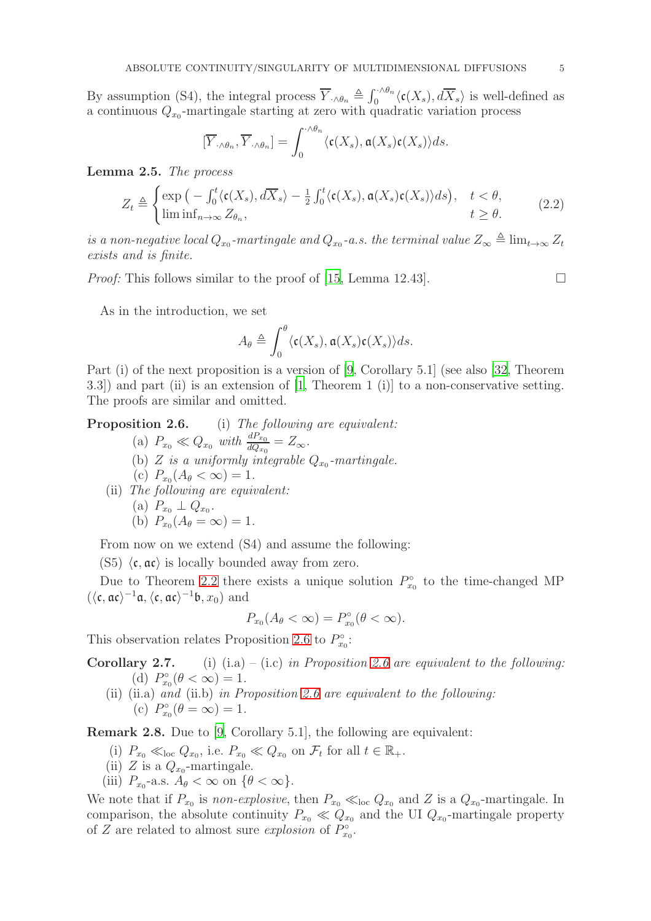By assumption (S4), the integral process $\overline{Y}_{\cdot\wedge\theta_n} \triangleq \int_0^{\cdot\wedge\theta_n} \langle \mathfrak{c}(X_s), d\overline{X}_s\rangle$ is well-defined as a continuous $Q_{x_0}$-martingale starting at zero with quadratic variation process

$$[\overline{Y}_{\cdot\wedge\theta_n}, \overline{Y}_{\cdot\wedge\theta_n}] = \int_0^{\cdot\wedge\theta_n} \langle \mathfrak{c}(X_s), \mathfrak{a}(X_s)\mathfrak{c}(X_s)\rangle ds.$$

**Lemma 2.5.** *The process*

$$Z_t \triangleq \begin{cases} \exp\big( - \int_0^t \langle \mathfrak{c}(X_s), d\overline{X}_s\rangle - \frac{1}{2}\int_0^t \langle \mathfrak{c}(X_s), \mathfrak{a}(X_s)\mathfrak{c}(X_s)\rangle ds\big), & t < \theta, \\ \liminf_{n\to\infty} Z_{\theta_n}, & t \geq \theta. \end{cases} \tag{2.2}$$

*is a non-negative local $Q_{x_0}$-martingale and $Q_{x_0}$-a.s. the terminal value $Z_\infty \triangleq \lim_{t\to\infty} Z_t$ exists and is finite.*

*Proof:* This follows similar to the proof of [15, Lemma 12.43]. □

As in the introduction, we set

$$A_\theta \triangleq \int_0^\theta \langle \mathfrak{c}(X_s), \mathfrak{a}(X_s)\mathfrak{c}(X_s)\rangle ds.$$

Part (i) of the next proposition is a version of [9, Corollary 5.1] (see also [32, Theorem 3.3]) and part (ii) is an extension of [1, Theorem 1 (i)] to a non-conservative setting. The proofs are similar and omitted.

**Proposition 2.6.** (i) *The following are equivalent:*

- (a) $P_{x_0} \ll Q_{x_0}$ *with* $\frac{dP_{x_0}}{dQ_{x_0}} = Z_\infty$.
- (b) $Z$ *is a uniformly integrable* $Q_{x_0}$*-martingale.*
- (c) $P_{x_0}(A_\theta < \infty) = 1$.

(ii) *The following are equivalent:*

- (a) $P_{x_0} \perp Q_{x_0}$.
- (b) $P_{x_0}(A_\theta = \infty) = 1$.

From now on we extend (S4) and assume the following:

(S5) $\langle \mathfrak{c}, \mathfrak{a}\mathfrak{c}\rangle$ is locally bounded away from zero.

Due to Theorem 2.2 there exists a unique solution $P^\circ_{x_0}$ to the time-changed MP $(\langle \mathfrak{c}, \mathfrak{a}\mathfrak{c}\rangle^{-1}\mathfrak{a}, \langle \mathfrak{c}, \mathfrak{a}\mathfrak{c}\rangle^{-1}\mathfrak{b}, x_0)$ and

$$P_{x_0}(A_\theta < \infty) = P^\circ_{x_0}(\theta < \infty).$$

This observation relates Proposition 2.6 to $P^\circ_{x_0}$:

**Corollary 2.7.** (i) (i.a) – (i.c) *in Proposition 2.6 are equivalent to the following:*

- (d) $P^\circ_{x_0}(\theta < \infty) = 1$.

(ii) (ii.a) *and* (ii.b) *in Proposition 2.6 are equivalent to the following:*

- (c) $P^\circ_{x_0}(\theta = \infty) = 1$.

**Remark 2.8.** Due to [9, Corollary 5.1], the following are equivalent:

- (i) $P_{x_0} \ll_{\text{loc}} Q_{x_0}$, i.e. $P_{x_0} \ll Q_{x_0}$ on $\mathcal{F}_t$ for all $t \in \mathbb{R}_+$.
- (ii) $Z$ is a $Q_{x_0}$-martingale.
- (iii) $P_{x_0}$-a.s. $A_\theta < \infty$ on $\{\theta < \infty\}$.

We note that if $P_{x_0}$ is *non-explosive*, then $P_{x_0} \ll_{\text{loc}} Q_{x_0}$ and $Z$ is a $Q_{x_0}$-martingale. In comparison, the absolute continuity $P_{x_0} \ll Q_{x_0}$ and the UI $Q_{x_0}$-martingale property of $Z$ are related to almost sure *explosion* of $P^\circ_{x_0}$.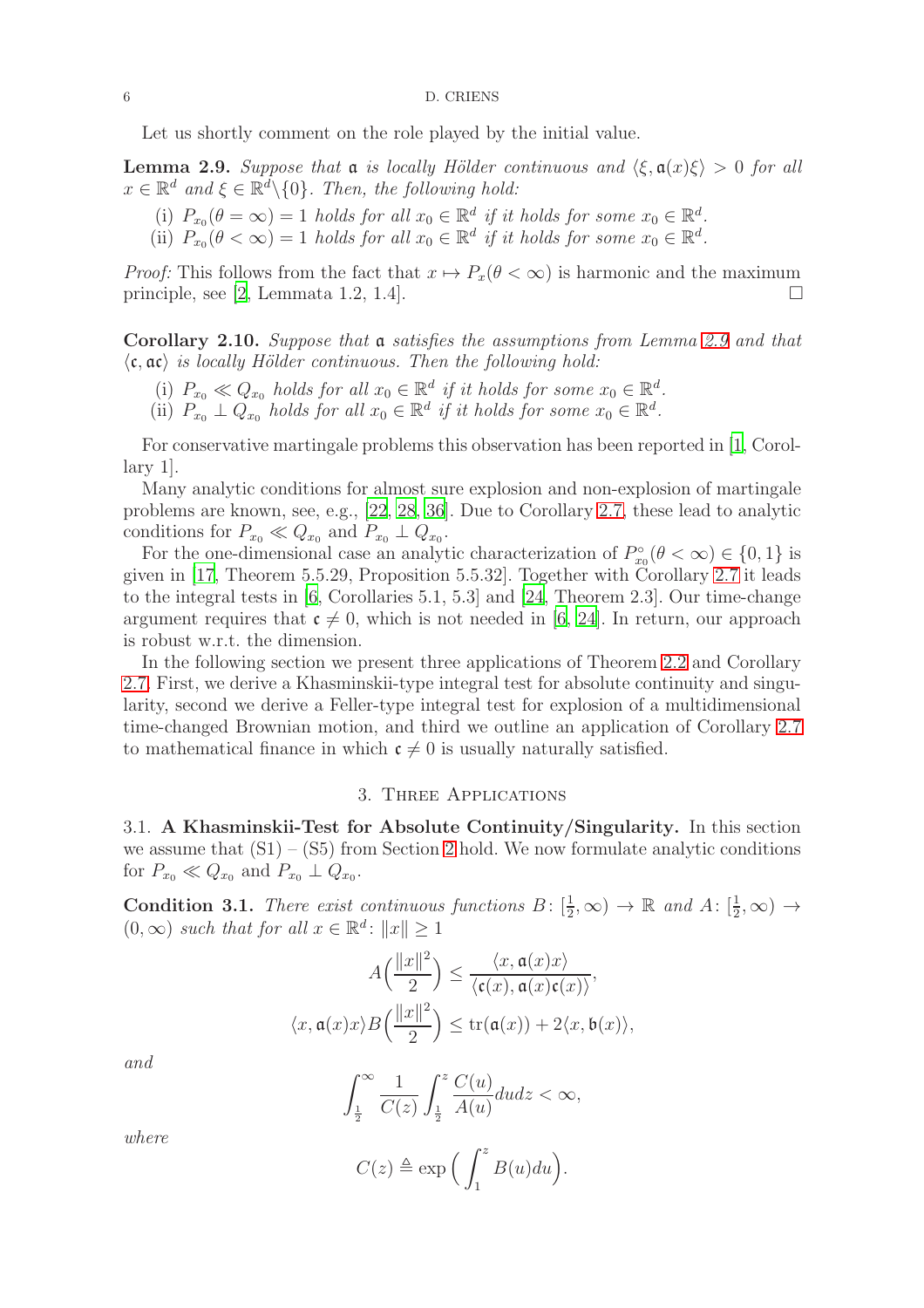Let us shortly comment on the role played by the initial value.

**Lemma 2.9.** *Suppose that $\mathfrak{a}$ is locally Hölder continuous and $\langle \xi, \mathfrak{a}(x)\xi\rangle > 0$ for all $x \in \mathbb{R}^d$ and $\xi \in \mathbb{R}^d\backslash\{0\}$. Then, the following hold:*

(i) *$P_{x_0}(\theta = \infty) = 1$ holds for all $x_0 \in \mathbb{R}^d$ if it holds for some $x_0 \in \mathbb{R}^d$.*
(ii) *$P_{x_0}(\theta < \infty) = 1$ holds for all $x_0 \in \mathbb{R}^d$ if it holds for some $x_0 \in \mathbb{R}^d$.*

*Proof:* This follows from the fact that $x \mapsto P_x(\theta < \infty)$ is harmonic and the maximum principle, see [2, Lemmata 1.2, 1.4]. $\square$

**Corollary 2.10.** *Suppose that $\mathfrak{a}$ satisfies the assumptions from Lemma 2.9 and that $\langle \mathfrak{c}, \mathfrak{a}\mathfrak{c}\rangle$ is locally Hölder continuous. Then the following hold:*

(i) *$P_{x_0} \ll Q_{x_0}$ holds for all $x_0 \in \mathbb{R}^d$ if it holds for some $x_0 \in \mathbb{R}^d$.*
(ii) *$P_{x_0} \perp Q_{x_0}$ holds for all $x_0 \in \mathbb{R}^d$ if it holds for some $x_0 \in \mathbb{R}^d$.*

For conservative martingale problems this observation has been reported in [1, Corollary 1].

Many analytic conditions for almost sure explosion and non-explosion of martingale problems are known, see, e.g., [22, 28, 36]. Due to Corollary 2.7, these lead to analytic conditions for $P_{x_0} \ll Q_{x_0}$ and $P_{x_0} \perp Q_{x_0}$.

For the one-dimensional case an analytic characterization of $P^\circ_{x_0}(\theta < \infty) \in \{0, 1\}$ is given in [17, Theorem 5.5.29, Proposition 5.5.32]. Together with Corollary 2.7 it leads to the integral tests in [6, Corollaries 5.1, 5.3] and [24, Theorem 2.3]. Our time-change argument requires that $\mathfrak{c} \neq 0$, which is not needed in [6, 24]. In return, our approach is robust w.r.t. the dimension.

In the following section we present three applications of Theorem 2.2 and Corollary 2.7. First, we derive a Khasminskii-type integral test for absolute continuity and singularity, second we derive a Feller-type integral test for explosion of a multidimensional time-changed Brownian motion, and third we outline an application of Corollary 2.7 to mathematical finance in which $\mathfrak{c} \neq 0$ is usually naturally satisfied.

## 3. Three Applications

### 3.1. A Khasminskii-Test for Absolute Continuity/Singularity.

In this section we assume that (S1) – (S5) from Section 2 hold. We now formulate analytic conditions for $P_{x_0} \ll Q_{x_0}$ and $P_{x_0} \perp Q_{x_0}$.

**Condition 3.1.** *There exist continuous functions $B\colon [\frac{1}{2}, \infty) \to \mathbb{R}$ and $A\colon [\frac{1}{2}, \infty) \to (0, \infty)$ such that for all $x \in \mathbb{R}^d\colon \|x\| \geq 1$*

$$A\Big(\frac{\|x\|^2}{2}\Big) \leq \frac{\langle x, \mathfrak{a}(x)x\rangle}{\langle \mathfrak{c}(x), \mathfrak{a}(x)\mathfrak{c}(x)\rangle},$$

$$\langle x, \mathfrak{a}(x)x\rangle B\Big(\frac{\|x\|^2}{2}\Big) \leq \operatorname{tr}(\mathfrak{a}(x)) + 2\langle x, \mathfrak{b}(x)\rangle,$$

*and*

$$\int_{\frac{1}{2}}^\infty \frac{1}{C(z)} \int_{\frac{1}{2}}^z \frac{C(u)}{A(u)} du dz < \infty,$$

*where*

$$C(z) \triangleq \exp\Big(\int_1^z B(u)du\Big).$$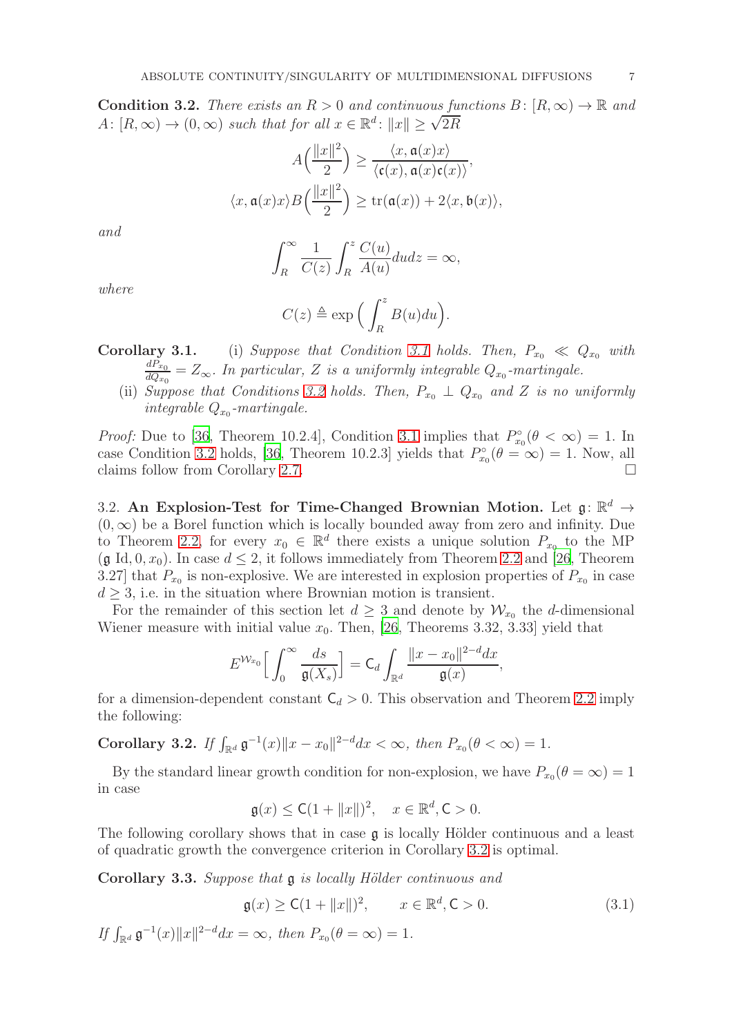**Condition 3.2.** *There exists an $R > 0$ and continuous functions $B: [R, \infty) \to \mathbb{R}$ and $A: [R, \infty) \to (0, \infty)$ such that for all $x \in \mathbb{R}^d: \|x\| \geq \sqrt{2R}$*

$$A\Big(\frac{\|x\|^2}{2}\Big) \geq \frac{\langle x, \mathfrak{a}(x)x\rangle}{\langle \mathfrak{c}(x), \mathfrak{a}(x)\mathfrak{c}(x)\rangle},$$

$$\langle x, \mathfrak{a}(x)x\rangle B\Big(\frac{\|x\|^2}{2}\Big) \geq \operatorname{tr}(\mathfrak{a}(x)) + 2\langle x, \mathfrak{b}(x)\rangle,$$

*and*

$$\int_R^\infty \frac{1}{C(z)} \int_R^z \frac{C(u)}{A(u)} du dz = \infty,$$

*where*

$$C(z) \triangleq \exp\Big(\int_R^z B(u)du\Big).$$

**Corollary 3.1.** (i) *Suppose that Condition 3.1 holds. Then, $P_{x_0} \ll Q_{x_0}$ with $\frac{dP_{x_0}}{dQ_{x_0}} = Z_\infty$. In particular, $Z$ is a uniformly integrable $Q_{x_0}$-martingale.*

(ii) *Suppose that Conditions 3.2 holds. Then, $P_{x_0} \perp Q_{x_0}$ and $Z$ is no uniformly integrable $Q_{x_0}$-martingale.*

*Proof:* Due to [36, Theorem 10.2.4], Condition 3.1 implies that $P^\circ_{x_0}(\theta < \infty) = 1$. In case Condition 3.2 holds, [36, Theorem 10.2.3] yields that $P^\circ_{x_0}(\theta = \infty) = 1$. Now, all claims follow from Corollary 2.7. □

3.2. **An Explosion-Test for Time-Changed Brownian Motion.** Let $\mathfrak{g}: \mathbb{R}^d \to (0, \infty)$ be a Borel function which is locally bounded away from zero and infinity. Due to Theorem 2.2, for every $x_0 \in \mathbb{R}^d$ there exists a unique solution $P_{x_0}$ to the MP $(\mathfrak{g}\ \mathrm{Id}, 0, x_0)$. In case $d \leq 2$, it follows immediately from Theorem 2.2 and [26, Theorem 3.27] that $P_{x_0}$ is non-explosive. We are interested in explosion properties of $P_{x_0}$ in case $d \geq 3$, i.e. in the situation where Brownian motion is transient.

For the remainder of this section let $d \geq 3$ and denote by $\mathcal{W}_{x_0}$ the $d$-dimensional Wiener measure with initial value $x_0$. Then, [26, Theorems 3.32, 3.33] yield that

$$E^{\mathcal{W}_{x_0}}\Big[\int_0^\infty \frac{ds}{\mathfrak{g}(X_s)}\Big] = \mathsf{C}_d \int_{\mathbb{R}^d} \frac{\|x - x_0\|^{2-d} dx}{\mathfrak{g}(x)},$$

for a dimension-dependent constant $\mathsf{C}_d > 0$. This observation and Theorem 2.2 imply the following:

**Corollary 3.2.** *If $\int_{\mathbb{R}^d} \mathfrak{g}^{-1}(x)\|x - x_0\|^{2-d} dx < \infty$, then $P_{x_0}(\theta < \infty) = 1$.*

By the standard linear growth condition for non-explosion, we have $P_{x_0}(\theta = \infty) = 1$ in case

$$\mathfrak{g}(x) \leq \mathsf{C}(1 + \|x\|)^2, \quad x \in \mathbb{R}^d, \mathsf{C} > 0.$$

The following corollary shows that in case $\mathfrak{g}$ is locally Hölder continuous and a least of quadratic growth the convergence criterion in Corollary 3.2 is optimal.

**Corollary 3.3.** *Suppose that $\mathfrak{g}$ is locally Hölder continuous and*

$$\mathfrak{g}(x) \geq \mathsf{C}(1 + \|x\|)^2, \qquad x \in \mathbb{R}^d, \mathsf{C} > 0. \tag{3.1}$$

*If $\int_{\mathbb{R}^d} \mathfrak{g}^{-1}(x)\|x\|^{2-d} dx = \infty$, then $P_{x_0}(\theta = \infty) = 1$.*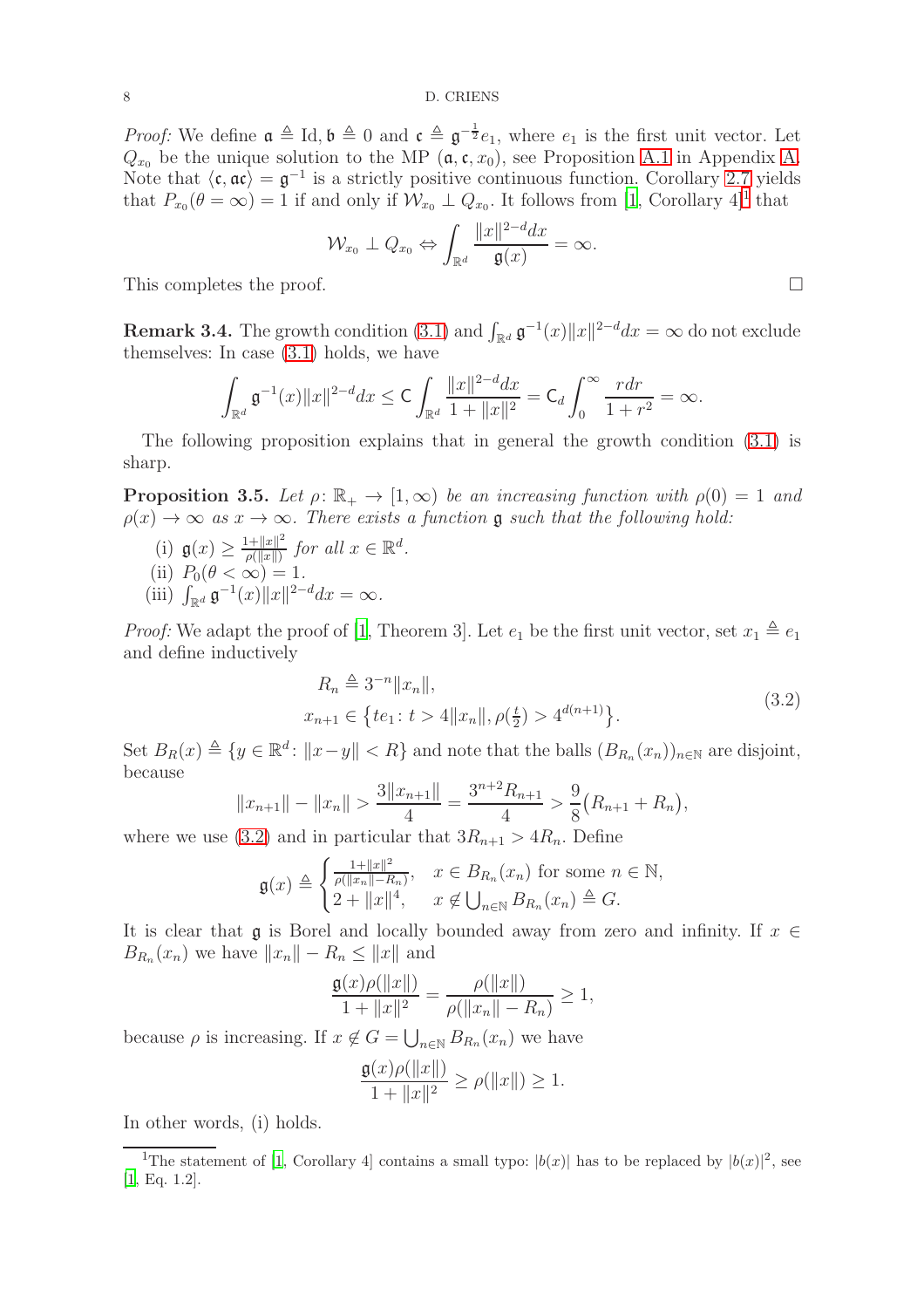*Proof:* We define $\mathfrak{a} \triangleq \mathrm{Id}, \mathfrak{b} \triangleq 0$ and $\mathfrak{c} \triangleq \mathfrak{g}^{-\frac{1}{2}} e_1$, where $e_1$ is the first unit vector. Let $Q_{x_0}$ be the unique solution to the MP $(\mathfrak{a}, \mathfrak{c}, x_0)$, see Proposition A.1 in Appendix A. Note that $\langle \mathfrak{c}, \mathfrak{a}\mathfrak{c}\rangle = \mathfrak{g}^{-1}$ is a strictly positive continuous function. Corollary 2.7 yields that $P_{x_0}(\theta = \infty) = 1$ if and only if $\mathcal{W}_{x_0} \perp Q_{x_0}$. It follows from [1, Corollary 4][1] that

$$\mathcal{W}_{x_0} \perp Q_{x_0} \Leftrightarrow \int_{\mathbb{R}^d} \frac{\|x\|^{2-d} dx}{\mathfrak{g}(x)} = \infty.$$

This completes the proof. $\square$

**Remark 3.4.** The growth condition (3.1) and $\int_{\mathbb{R}^d} \mathfrak{g}^{-1}(x)\|x\|^{2-d}dx = \infty$ do not exclude themselves: In case (3.1) holds, we have

$$\int_{\mathbb{R}^d} \mathfrak{g}^{-1}(x)\|x\|^{2-d}dx \leq \mathsf{C} \int_{\mathbb{R}^d} \frac{\|x\|^{2-d}dx}{1 + \|x\|^2} = \mathsf{C}_d \int_0^\infty \frac{r dr}{1 + r^2} = \infty.$$

The following proposition explains that in general the growth condition (3.1) is sharp.

**Proposition 3.5.** *Let $\rho\colon \mathbb{R}_+ \to [1, \infty)$ be an increasing function with $\rho(0) = 1$ and $\rho(x) \to \infty$ as $x \to \infty$. There exists a function $\mathfrak{g}$ such that the following hold:*

(i) $\mathfrak{g}(x) \geq \frac{1+\|x\|^2}{\rho(\|x\|)}$ *for all* $x \in \mathbb{R}^d$.
(ii) $P_0(\theta < \infty) = 1$.
(iii) $\int_{\mathbb{R}^d} \mathfrak{g}^{-1}(x)\|x\|^{2-d}dx = \infty$.

*Proof:* We adapt the proof of [1, Theorem 3]. Let $e_1$ be the first unit vector, set $x_1 \triangleq e_1$ and define inductively

$$\begin{aligned} &R_n \triangleq 3^{-n}\|x_n\|, \\ &x_{n+1} \in \big\{ t e_1 \colon t > 4\|x_n\|, \rho(\tfrac{t}{2}) > 4^{d(n+1)} \big\}. \end{aligned} \tag{3.2}$$

Set $B_R(x) \triangleq \{y \in \mathbb{R}^d \colon \|x - y\| < R\}$ and note that the balls $(B_{R_n}(x_n))_{n \in \mathbb{N}}$ are disjoint, because

$$\|x_{n+1}\| - \|x_n\| > \frac{3\|x_{n+1}\|}{4} = \frac{3^{n+2}R_{n+1}}{4} > \frac{9}{8}\big(R_{n+1} + R_n\big),$$

where we use (3.2) and in particular that $3R_{n+1} > 4R_n$. Define

$$\mathfrak{g}(x) \triangleq \begin{cases} \frac{1+\|x\|^2}{\rho(\|x_n\| - R_n)}, & x \in B_{R_n}(x_n) \text{ for some } n \in \mathbb{N}, \\ 2 + \|x\|^4, & x \notin \bigcup_{n \in \mathbb{N}} B_{R_n}(x_n) \triangleq G. \end{cases}$$

It is clear that $\mathfrak{g}$ is Borel and locally bounded away from zero and infinity. If $x \in B_{R_n}(x_n)$ we have $\|x_n\| - R_n \leq \|x\|$ and

$$\frac{\mathfrak{g}(x)\rho(\|x\|)}{1 + \|x\|^2} = \frac{\rho(\|x\|)}{\rho(\|x_n\| - R_n)} \geq 1,$$

because $\rho$ is increasing. If $x \notin G = \bigcup_{n \in \mathbb{N}} B_{R_n}(x_n)$ we have

$$\frac{\mathfrak{g}(x)\rho(\|x\|)}{1 + \|x\|^2} \geq \rho(\|x\|) \geq 1.$$

In other words, (i) holds.

[1] The statement of [1, Corollary 4] contains a small typo: $|b(x)|$ has to be replaced by $|b(x)|^2$, see [1, Eq. 1.2].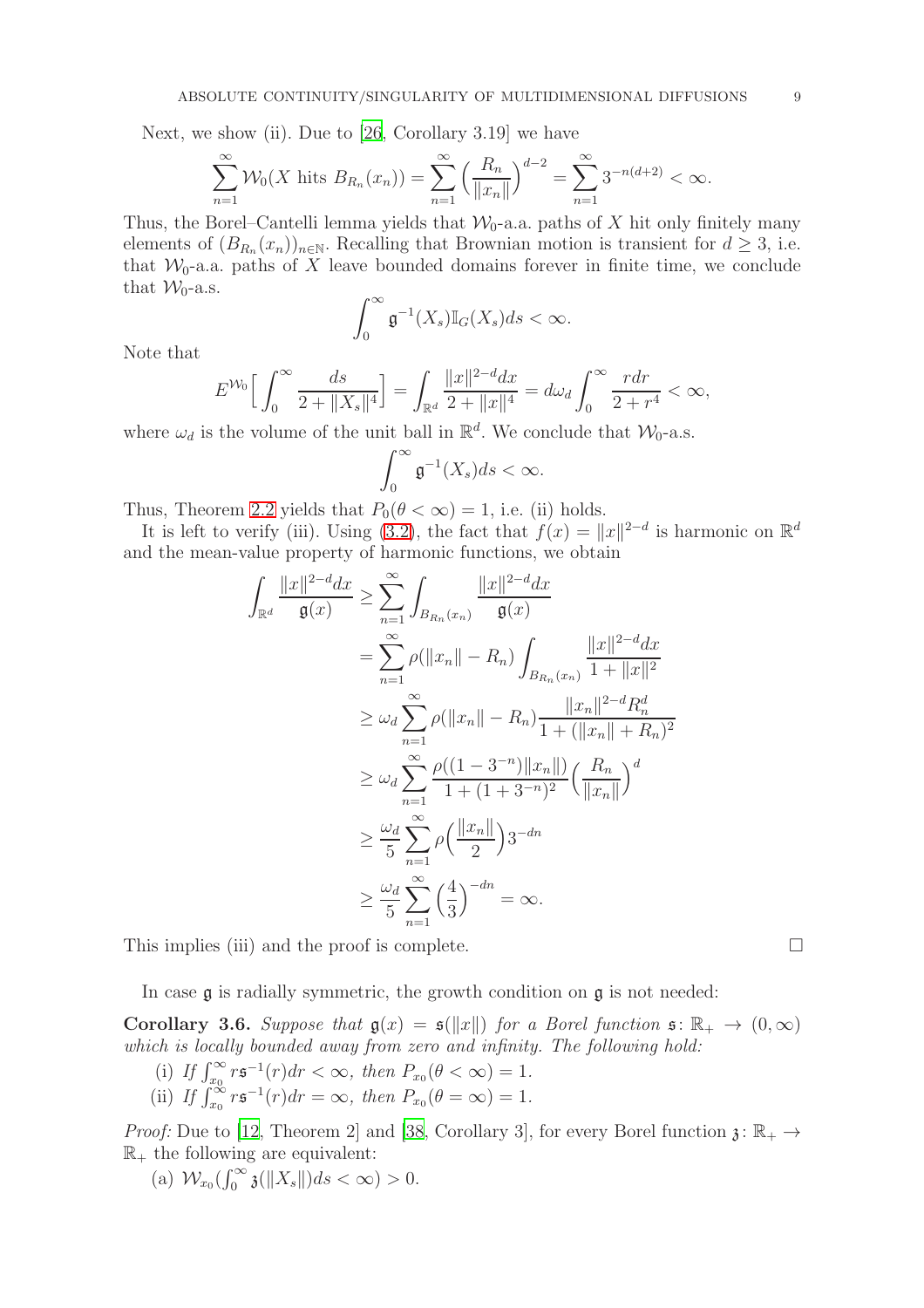Next, we show (ii). Due to [26, Corollary 3.19] we have

$$\sum_{n=1}^{\infty} \mathcal{W}_0(X \text{ hits } B_{R_n}(x_n)) = \sum_{n=1}^{\infty} \Big( \frac{R_n}{\|x_n\|} \Big)^{d-2} = \sum_{n=1}^{\infty} 3^{-n(d+2)} < \infty.$$

Thus, the Borel–Cantelli lemma yields that $\mathcal{W}_0$-a.a. paths of $X$ hit only finitely many elements of $(B_{R_n}(x_n))_{n\in\mathbb{N}}$. Recalling that Brownian motion is transient for $d \geq 3$, i.e. that $\mathcal{W}_0$-a.a. paths of $X$ leave bounded domains forever in finite time, we conclude that $\mathcal{W}_0$-a.s.

$$\int_0^\infty \mathfrak{g}^{-1}(X_s) \mathbb{I}_G(X_s) ds < \infty.$$

Note that

$$E^{\mathcal{W}_0}\Big[ \int_0^\infty \frac{ds}{2 + \|X_s\|^4} \Big] = \int_{\mathbb{R}^d} \frac{\|x\|^{2-d} dx}{2 + \|x\|^4} = d\omega_d \int_0^\infty \frac{r dr}{2 + r^4} < \infty,$$

where $\omega_d$ is the volume of the unit ball in $\mathbb{R}^d$. We conclude that $\mathcal{W}_0$-a.s.

$$\int_0^\infty \mathfrak{g}^{-1}(X_s) ds < \infty.$$

Thus, Theorem 2.2 yields that $P_0(\theta < \infty) = 1$, i.e. (ii) holds.

It is left to verify (iii). Using (3.2), the fact that $f(x) = \|x\|^{2-d}$ is harmonic on $\mathbb{R}^d$ and the mean-value property of harmonic functions, we obtain

$$\begin{aligned}
\int_{\mathbb{R}^d} \frac{\|x\|^{2-d} dx}{\mathfrak{g}(x)} &\geq \sum_{n=1}^\infty \int_{B_{R_n}(x_n)} \frac{\|x\|^{2-d} dx}{\mathfrak{g}(x)} \\
&= \sum_{n=1}^\infty \rho(\|x_n\| - R_n) \int_{B_{R_n}(x_n)} \frac{\|x\|^{2-d} dx}{1 + \|x\|^2} \\
&\geq \omega_d \sum_{n=1}^\infty \rho(\|x_n\| - R_n) \frac{\|x_n\|^{2-d} R_n^d}{1 + (\|x_n\| + R_n)^2} \\
&\geq \omega_d \sum_{n=1}^\infty \frac{\rho((1 - 3^{-n})\|x_n\|)}{1 + (1 + 3^{-n})^2} \Big( \frac{R_n}{\|x_n\|} \Big)^d \\
&\geq \frac{\omega_d}{5} \sum_{n=1}^\infty \rho\Big( \frac{\|x_n\|}{2} \Big) 3^{-dn} \\
&\geq \frac{\omega_d}{5} \sum_{n=1}^\infty \Big( \frac{4}{3} \Big)^{-dn} = \infty.
\end{aligned}$$

This implies (iii) and the proof is complete. $\square$

In case $\mathfrak{g}$ is radially symmetric, the growth condition on $\mathfrak{g}$ is not needed:

**Corollary 3.6.** *Suppose that $\mathfrak{g}(x) = \mathfrak{s}(\|x\|)$ for a Borel function $\mathfrak{s}\colon \mathbb{R}_+ \to (0,\infty)$ which is locally bounded away from zero and infinity. The following hold:*

(i) *If $\int_{x_0}^\infty r\mathfrak{s}^{-1}(r)dr < \infty$, then $P_{x_0}(\theta < \infty) = 1$.*
(ii) *If $\int_{x_0}^\infty r\mathfrak{s}^{-1}(r)dr = \infty$, then $P_{x_0}(\theta = \infty) = 1$.*

*Proof:* Due to [12, Theorem 2] and [38, Corollary 3], for every Borel function $\mathfrak{z}\colon \mathbb{R}_+ \to \mathbb{R}_+$ the following are equivalent:

(a) $\mathcal{W}_{x_0}(\int_0^\infty \mathfrak{z}(\|X_s\|)ds < \infty) > 0$.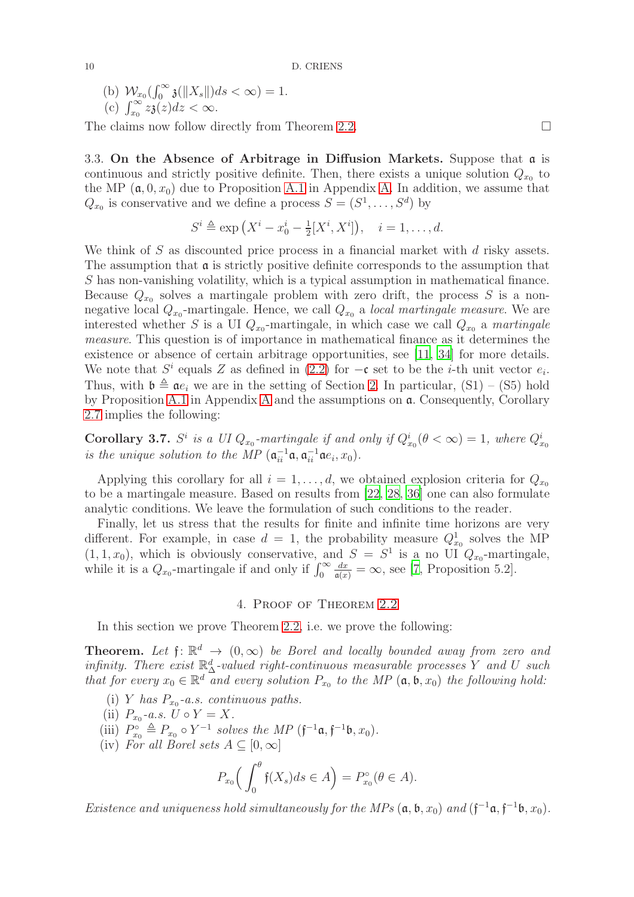(b) $\mathcal{W}_{x_0}(\int_0^\infty \mathfrak{z}(\|X_s\|)ds < \infty) = 1$.

(c) $\int_{x_0}^\infty z\mathfrak{z}(z)dz < \infty$.

The claims now follow directly from Theorem 2.2. □

3.3. **On the Absence of Arbitrage in Diffusion Markets.** Suppose that $\mathfrak{a}$ is continuous and strictly positive definite. Then, there exists a unique solution $Q_{x_0}$ to the MP $(\mathfrak{a}, 0, x_0)$ due to Proposition A.1 in Appendix A. In addition, we assume that $Q_{x_0}$ is conservative and we define a process $S = (S^1, \dots, S^d)$ by

$$S^i \triangleq \exp\left(X^i - x_0^i - \tfrac{1}{2}[X^i, X^i]\right), \quad i = 1, \dots, d.$$

We think of $S$ as discounted price process in a financial market with $d$ risky assets. The assumption that $\mathfrak{a}$ is strictly positive definite corresponds to the assumption that $S$ has non-vanishing volatility, which is a typical assumption in mathematical finance. Because $Q_{x_0}$ solves a martingale problem with zero drift, the process $S$ is a non-negative local $Q_{x_0}$-martingale. Hence, we call $Q_{x_0}$ a *local martingale measure*. We are interested whether $S$ is a UI $Q_{x_0}$-martingale, in which case we call $Q_{x_0}$ a *martingale measure*. This question is of importance in mathematical finance as it determines the existence or absence of certain arbitrage opportunities, see [11, 34] for more details. We note that $S^i$ equals $Z$ as defined in (2.2) for $-\mathfrak{c}$ set to be the $i$-th unit vector $e_i$. Thus, with $\mathfrak{b} \triangleq \mathfrak{a}e_i$ we are in the setting of Section 2. In particular, (S1) – (S5) hold by Proposition A.1 in Appendix A and the assumptions on $\mathfrak{a}$. Consequently, Corollary 2.7 implies the following:

**Corollary 3.7.** *$S^i$ is a UI $Q_{x_0}$-martingale if and only if $Q^i_{x_0}(\theta < \infty) = 1$, where $Q^i_{x_0}$ is the unique solution to the MP $(\mathfrak{a}_{ii}^{-1}\mathfrak{a}, \mathfrak{a}_{ii}^{-1}\mathfrak{a}e_i, x_0)$.*

Applying this corollary for all $i = 1, \dots, d$, we obtained explosion criteria for $Q_{x_0}$ to be a martingale measure. Based on results from [22, 28, 36] one can also formulate analytic conditions. We leave the formulation of such conditions to the reader.

Finally, let us stress that the results for finite and infinite time horizons are very different. For example, in case $d = 1$, the probability measure $Q^1_{x_0}$ solves the MP $(1, 1, x_0)$, which is obviously conservative, and $S = S^1$ is a no UI $Q_{x_0}$-martingale, while it is a $Q_{x_0}$-martingale if and only if $\int_0^\infty \frac{dx}{\mathfrak{a}(x)} = \infty$, see [7, Proposition 5.2].

## 4. Proof of Theorem 2.2

In this section we prove Theorem 2.2, i.e. we prove the following:

**Theorem.** *Let $\mathfrak{f}\colon \mathbb{R}^d \to (0, \infty)$ be Borel and locally bounded away from zero and infinity. There exist $\mathbb{R}^d_\Delta$-valued right-continuous measurable processes $Y$ and $U$ such that for every $x_0 \in \mathbb{R}^d$ and every solution $P_{x_0}$ to the MP $(\mathfrak{a}, \mathfrak{b}, x_0)$ the following hold:*

(i) *$Y$ has $P_{x_0}$-a.s. continuous paths.*

(ii) *$P_{x_0}$-a.s. $U \circ Y = X$.*

(iii) *$P^\circ_{x_0} \triangleq P_{x_0} \circ Y^{-1}$ solves the MP $(\mathfrak{f}^{-1}\mathfrak{a}, \mathfrak{f}^{-1}\mathfrak{b}, x_0)$.*

(iv) *For all Borel sets $A \subseteq [0, \infty]$*

$$P_{x_0}\left(\int_0^\theta \mathfrak{f}(X_s)ds \in A\right) = P^\circ_{x_0}(\theta \in A).$$

*Existence and uniqueness hold simultaneously for the MPs $(\mathfrak{a}, \mathfrak{b}, x_0)$ and $(\mathfrak{f}^{-1}\mathfrak{a}, \mathfrak{f}^{-1}\mathfrak{b}, x_0)$.*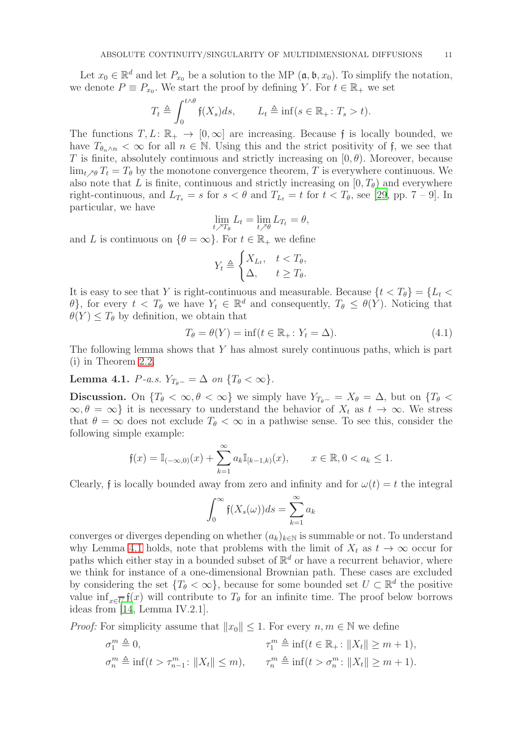Let $x_0 \in \mathbb{R}^d$ and let $P_{x_0}$ be a solution to the MP $(\mathfrak{a}, \mathfrak{b}, x_0)$. To simplify the notation, we denote $P \equiv P_{x_0}$. We start the proof by defining $Y$. For $t \in \mathbb{R}_+$ we set

$$T_t \triangleq \int_0^{t\wedge\theta} \mathfrak{f}(X_s)ds, \qquad L_t \triangleq \inf(s \in \mathbb{R}_+ \colon T_s > t).$$

The functions $T, L \colon \mathbb{R}_+ \to [0,\infty]$ are increasing. Because $\mathfrak{f}$ is locally bounded, we have $T_{\theta_n \wedge n} < \infty$ for all $n \in \mathbb{N}$. Using this and the strict positivity of $\mathfrak{f}$, we see that $T$ is finite, absolutely continuous and strictly increasing on $[0, \theta)$. Moreover, because $\lim_{t\nearrow\theta} T_t = T_\theta$ by the monotone convergence theorem, $T$ is everywhere continuous. We also note that $L$ is finite, continuous and strictly increasing on $[0, T_\theta)$ and everywhere right-continuous, and $L_{T_s} = s$ for $s < \theta$ and $T_{L_t} = t$ for $t < T_\theta$, see [29, pp. 7 – 9]. In particular, we have

$$\lim_{t\nearrow T_\theta} L_t = \lim_{t\nearrow\theta} L_{T_t} = \theta,$$

and $L$ is continuous on $\{\theta = \infty\}$. For $t \in \mathbb{R}_+$ we define

$$Y_t \triangleq \begin{cases} X_{L_t}, & t < T_\theta, \\ \Delta, & t \geq T_\theta. \end{cases}$$

It is easy to see that $Y$ is right-continuous and measurable. Because $\{t < T_\theta\} = \{L_t < \theta\}$, for every $t < T_\theta$ we have $Y_t \in \mathbb{R}^d$ and consequently, $T_\theta \leq \theta(Y)$. Noticing that $\theta(Y) \leq T_\theta$ by definition, we obtain that

$$T_\theta = \theta(Y) = \inf(t \in \mathbb{R}_+ \colon Y_t = \Delta). \tag{4.1}$$

The following lemma shows that $Y$ has almost surely continuous paths, which is part (i) in Theorem 2.2.

**Lemma 4.1.** *$P$-a.s. $Y_{T_\theta -} = \Delta$ on $\{T_\theta < \infty\}$.*

**Discussion.** On $\{T_\theta < \infty, \theta < \infty\}$ we simply have $Y_{T_\theta-} = X_\theta = \Delta$, but on $\{T_\theta < \infty, \theta = \infty\}$ it is necessary to understand the behavior of $X_t$ as $t \to \infty$. We stress that $\theta = \infty$ does not exclude $T_\theta < \infty$ in a pathwise sense. To see this, consider the following simple example:

$$\mathfrak{f}(x) = \mathbb{I}_{(-\infty,0)}(x) + \sum_{k=1}^{\infty} a_k \mathbb{I}_{[k-1,k)}(x), \qquad x \in \mathbb{R}, 0 < a_k \leq 1.$$

Clearly, $\mathfrak{f}$ is locally bounded away from zero and infinity and for $\omega(t) = t$ the integral

$$\int_0^\infty \mathfrak{f}(X_s(\omega))ds = \sum_{k=1}^{\infty} a_k$$

converges or diverges depending on whether $(a_k)_{k\in\mathbb{N}}$ is summable or not. To understand why Lemma 4.1 holds, note that problems with the limit of $X_t$ as $t \to \infty$ occur for paths which either stay in a bounded subset of $\mathbb{R}^d$ or have a recurrent behavior, where we think for instance of a one-dimensional Brownian path. These cases are excluded by considering the set $\{T_\theta < \infty\}$, because for some bounded set $U \subset \mathbb{R}^d$ the positive value $\inf_{x\in\overline{U}} \mathfrak{f}(x)$ will contribute to $T_\theta$ for an infinite time. The proof below borrows ideas from [14, Lemma IV.2.1].

*Proof:* For simplicity assume that $\|x_0\| \leq 1$. For every $n, m \in \mathbb{N}$ we define

$$\sigma_1^m \triangleq 0, \qquad\qquad \tau_1^m \triangleq \inf(t \in \mathbb{R}_+ \colon \|X_t\| \geq m+1),$$

$$\sigma_n^m \triangleq \inf(t > \tau_{n-1}^m \colon \|X_t\| \leq m), \qquad \tau_n^m \triangleq \inf(t > \sigma_n^m \colon \|X_t\| \geq m+1).$$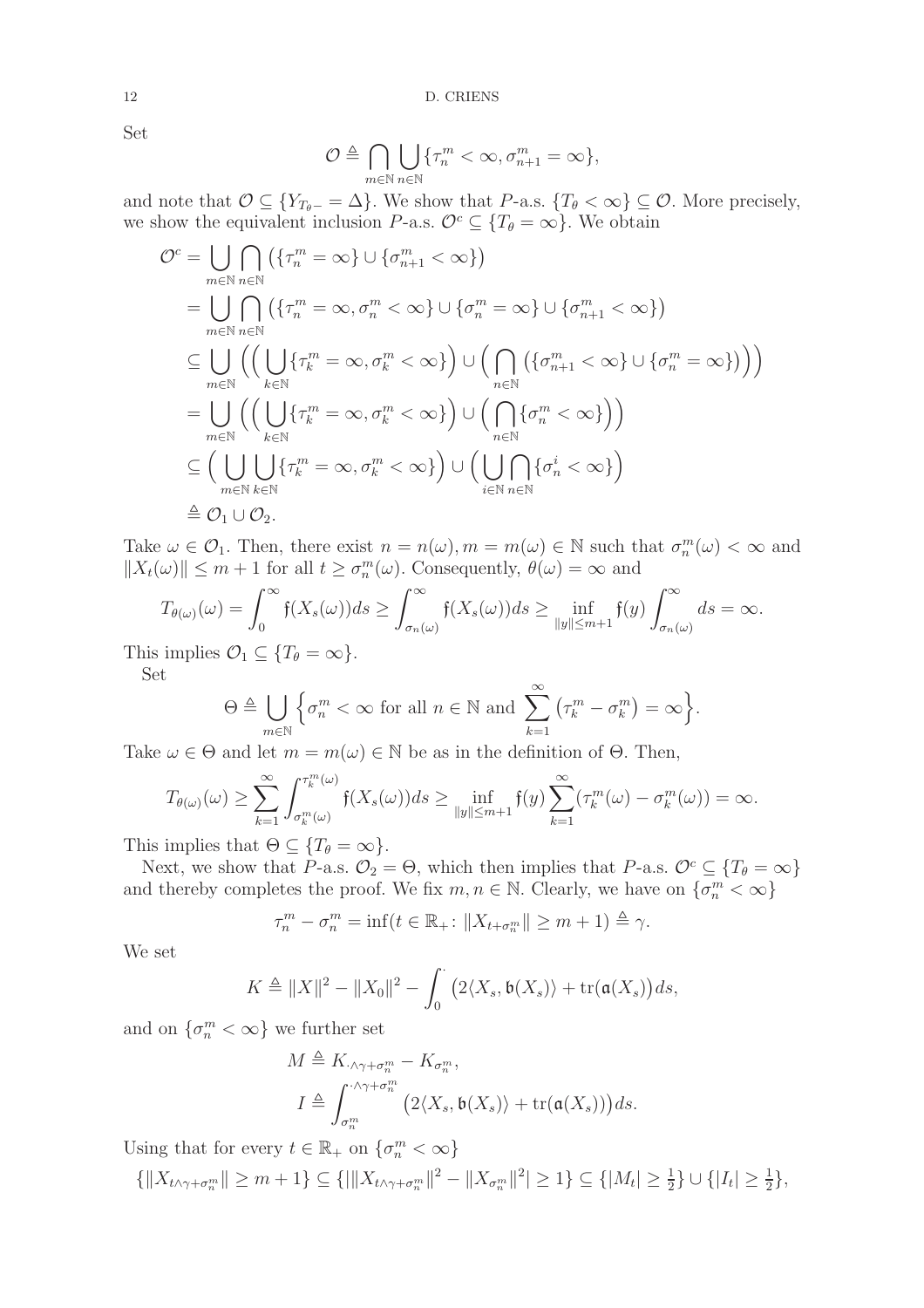Set

$$\mathcal{O} \triangleq \bigcap_{m\in\mathbb{N}} \bigcup_{n\in\mathbb{N}} \{\tau_n^m < \infty, \sigma_{n+1}^m = \infty\},$$

and note that $\mathcal{O} \subseteq \{Y_{T_\theta -} = \Delta\}$. We show that $P$-a.s. $\{T_\theta < \infty\} \subseteq \mathcal{O}$. More precisely, we show the equivalent inclusion $P$-a.s. $\mathcal{O}^c \subseteq \{T_\theta = \infty\}$. We obtain

$$\begin{aligned}
\mathcal{O}^c &= \bigcup_{m\in\mathbb{N}} \bigcap_{n\in\mathbb{N}} \big(\{\tau_n^m = \infty\} \cup \{\sigma_{n+1}^m < \infty\}\big) \\
&= \bigcup_{m\in\mathbb{N}} \bigcap_{n\in\mathbb{N}} \big(\{\tau_n^m = \infty, \sigma_n^m < \infty\} \cup \{\sigma_n^m = \infty\} \cup \{\sigma_{n+1}^m < \infty\}\big) \\
&\subseteq \bigcup_{m\in\mathbb{N}} \Big( \Big( \bigcup_{k\in\mathbb{N}} \{\tau_k^m = \infty, \sigma_k^m < \infty\} \Big) \cup \Big( \bigcap_{n\in\mathbb{N}} \big(\{\sigma_{n+1}^m < \infty\} \cup \{\sigma_n^m = \infty\}\big) \Big) \Big) \\
&= \bigcup_{m\in\mathbb{N}} \Big( \Big( \bigcup_{k\in\mathbb{N}} \{\tau_k^m = \infty, \sigma_k^m < \infty\} \Big) \cup \Big( \bigcap_{n\in\mathbb{N}} \{\sigma_n^m < \infty\} \Big) \Big) \\
&\subseteq \Big( \bigcup_{m\in\mathbb{N}} \bigcup_{k\in\mathbb{N}} \{\tau_k^m = \infty, \sigma_k^m < \infty\} \Big) \cup \Big( \bigcup_{i\in\mathbb{N}} \bigcap_{n\in\mathbb{N}} \{\sigma_n^i < \infty\} \Big) \\
&\triangleq \mathcal{O}_1 \cup \mathcal{O}_2.
\end{aligned}$$

Take $\omega \in \mathcal{O}_1$. Then, there exist $n = n(\omega), m = m(\omega) \in \mathbb{N}$ such that $\sigma_n^m(\omega) < \infty$ and $\|X_t(\omega)\| \leq m + 1$ for all $t \geq \sigma_n^m(\omega)$. Consequently, $\theta(\omega) = \infty$ and

$$T_{\theta(\omega)}(\omega) = \int_0^\infty \mathfrak{f}(X_s(\omega))ds \geq \int_{\sigma_n(\omega)}^\infty \mathfrak{f}(X_s(\omega))ds \geq \inf_{\|y\|\leq m+1} \mathfrak{f}(y) \int_{\sigma_n(\omega)}^\infty ds = \infty.$$

This implies $\mathcal{O}_1 \subseteq \{T_\theta = \infty\}$.

Set

$$\Theta \triangleq \bigcup_{m\in\mathbb{N}} \Big\{ \sigma_n^m < \infty \text{ for all } n \in \mathbb{N} \text{ and } \sum_{k=1}^\infty \big(\tau_k^m - \sigma_k^m\big) = \infty \Big\}.$$

Take $\omega \in \Theta$ and let $m = m(\omega) \in \mathbb{N}$ be as in the definition of $\Theta$. Then,

$$T_{\theta(\omega)}(\omega) \geq \sum_{k=1}^\infty \int_{\sigma_k^m(\omega)}^{\tau_k^m(\omega)} \mathfrak{f}(X_s(\omega))ds \geq \inf_{\|y\|\leq m+1} \mathfrak{f}(y) \sum_{k=1}^\infty (\tau_k^m(\omega) - \sigma_k^m(\omega)) = \infty.$$

This implies that $\Theta \subseteq \{T_\theta = \infty\}$.

Next, we show that $P$-a.s. $\mathcal{O}_2 = \Theta$, which then implies that $P$-a.s. $\mathcal{O}^c \subseteq \{T_\theta = \infty\}$ and thereby completes the proof. We fix $m, n \in \mathbb{N}$. Clearly, we have on $\{\sigma_n^m < \infty\}$

$$\tau_n^m - \sigma_n^m = \inf(t \in \mathbb{R}_+ \colon \|X_{t+\sigma_n^m}\| \geq m + 1) \triangleq \gamma.$$

We set

$$K \triangleq \|X\|^2 - \|X_0\|^2 - \int_0^\cdot \big(2\langle X_s, \mathfrak{b}(X_s)\rangle + \operatorname{tr}(\mathfrak{a}(X_s)\big)ds,$$

and on $\{\sigma_n^m < \infty\}$ we further set

$$\begin{aligned}
M &\triangleq K_{\cdot\wedge\gamma+\sigma_n^m} - K_{\sigma_n^m}, \\
I &\triangleq \int_{\sigma_n^m}^{\cdot\wedge\gamma+\sigma_n^m} \big(2\langle X_s, \mathfrak{b}(X_s)\rangle + \operatorname{tr}(\mathfrak{a}(X_s))\big)ds.
\end{aligned}$$

Using that for every $t \in \mathbb{R}_+$ on $\{\sigma_n^m < \infty\}$

$$\{\|X_{t\wedge\gamma+\sigma_n^m}\| \geq m+1\} \subseteq \{|\|X_{t\wedge\gamma+\sigma_n^m}\|^2 - \|X_{\sigma_n^m}\|^2| \geq 1\} \subseteq \{|M_t| \geq \tfrac{1}{2}\} \cup \{|I_t| \geq \tfrac{1}{2}\},$$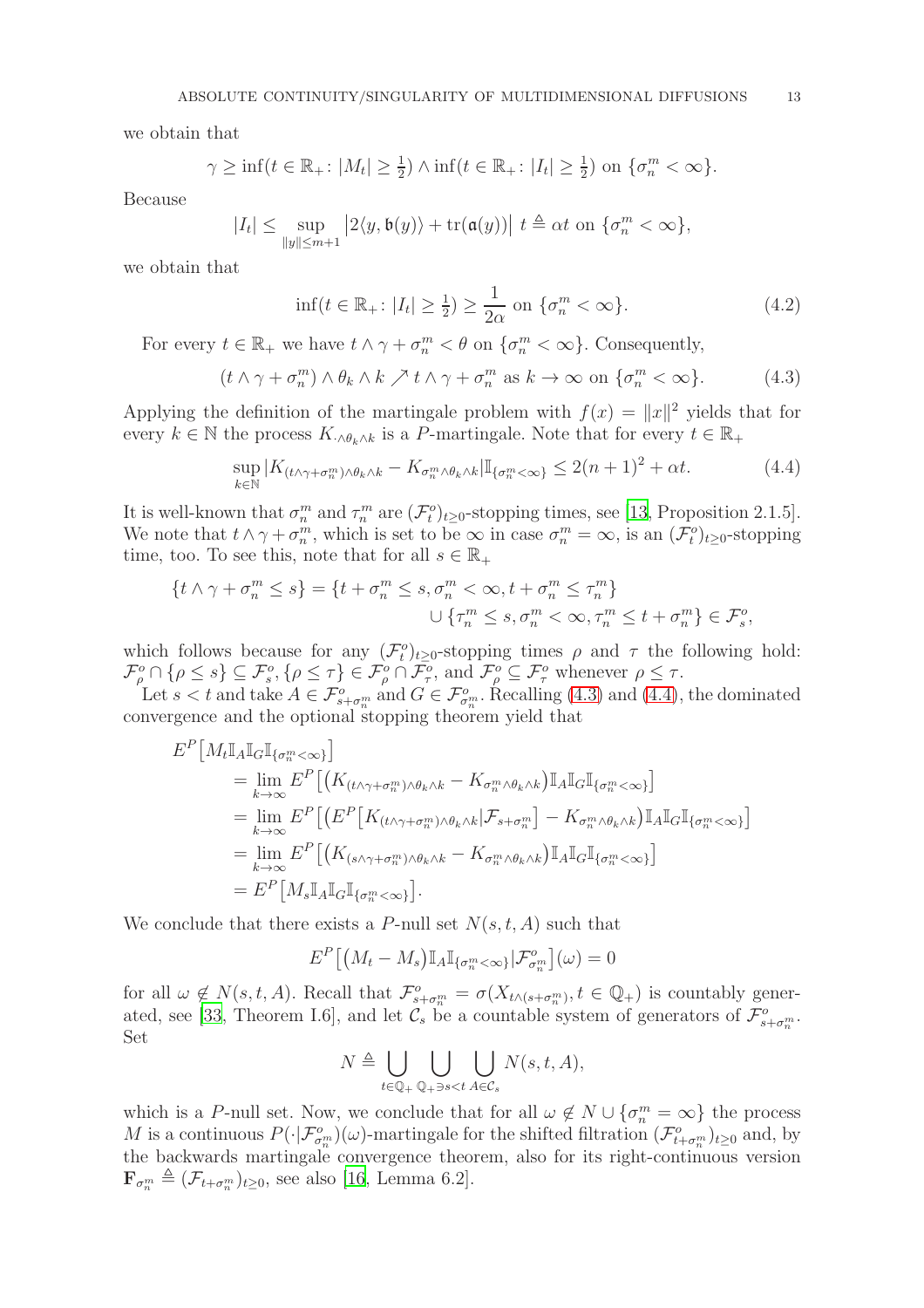we obtain that

$$\gamma \geq \inf(t \in \mathbb{R}_+ \colon |M_t| \geq \tfrac{1}{2}) \wedge \inf(t \in \mathbb{R}_+ \colon |I_t| \geq \tfrac{1}{2}) \text{ on } \{\sigma_n^m < \infty\}.$$

Because

$$|I_t| \leq \sup_{\|y\| \leq m+1} \big| 2\langle y, \mathfrak{b}(y)\rangle + \operatorname{tr}(\mathfrak{a}(y))\big| \ t \triangleq \alpha t \text{ on } \{\sigma_n^m < \infty\},$$

we obtain that

$$\inf(t \in \mathbb{R}_+ \colon |I_t| \geq \tfrac{1}{2}) \geq \frac{1}{2\alpha} \text{ on } \{\sigma_n^m < \infty\}. \tag{4.2}$$

For every $t \in \mathbb{R}_+$ we have $t \wedge \gamma + \sigma_n^m < \theta$ on $\{\sigma_n^m < \infty\}$. Consequently,

$$(t \wedge \gamma + \sigma_n^m) \wedge \theta_k \wedge k \nearrow t \wedge \gamma + \sigma_n^m \text{ as } k \to \infty \text{ on } \{\sigma_n^m < \infty\}. \tag{4.3}$$

Applying the definition of the martingale problem with $f(x) = \|x\|^2$ yields that for every $k \in \mathbb{N}$ the process $K_{\cdot \wedge \theta_k \wedge k}$ is a $P$-martingale. Note that for every $t \in \mathbb{R}_+$

$$\sup_{k \in \mathbb{N}} |K_{(t\wedge\gamma+\sigma_n^m)\wedge\theta_k\wedge k} - K_{\sigma_n^m \wedge \theta_k \wedge k}| \mathbb{I}_{\{\sigma_n^m < \infty\}} \leq 2(n+1)^2 + \alpha t. \tag{4.4}$$

It is well-known that $\sigma_n^m$ and $\tau_n^m$ are $(\mathcal{F}_t^o)_{t\geq 0}$-stopping times, see [13, Proposition 2.1.5]. We note that $t \wedge \gamma + \sigma_n^m$, which is set to be $\infty$ in case $\sigma_n^m = \infty$, is an $(\mathcal{F}_t^o)_{t \geq 0}$-stopping time, too. To see this, note that for all $s \in \mathbb{R}_+$

$$\begin{aligned}\{t \wedge \gamma + \sigma_n^m \leq s\} = \{t + \sigma_n^m \leq s, \sigma_n^m < \infty, t + \sigma_n^m \leq \tau_n^m\} \\ \cup \{\tau_n^m \leq s, \sigma_n^m < \infty, \tau_n^m \leq t + \sigma_n^m\} \in \mathcal{F}_s^o,\end{aligned}$$

which follows because for any $(\mathcal{F}_t^o)_{t\geq 0}$-stopping times $\rho$ and $\tau$ the following hold: $\mathcal{F}_\rho^o \cap \{\rho \leq s\} \subseteq \mathcal{F}_s^o, \{\rho \leq \tau\} \in \mathcal{F}_\rho^o \cap \mathcal{F}_\tau^o$, and $\mathcal{F}_\rho^o \subseteq \mathcal{F}_\tau^o$ whenever $\rho \leq \tau$.

Let $s < t$ and take $A \in \mathcal{F}^o_{s+\sigma_n^m}$ and $G \in \mathcal{F}^o_{\sigma_n^m}$. Recalling (4.3) and (4.4), the dominated convergence and the optional stopping theorem yield that

$$\begin{aligned}
E^P&\big[M_t \mathbb{I}_A \mathbb{I}_G \mathbb{I}_{\{\sigma_n^m < \infty\}}\big] \\
&= \lim_{k\to\infty} E^P\big[\big(K_{(t\wedge\gamma+\sigma_n^m)\wedge\theta_k\wedge k} - K_{\sigma_n^m\wedge\theta_k\wedge k}\big)\mathbb{I}_A\mathbb{I}_G\mathbb{I}_{\{\sigma_n^m<\infty\}}\big] \\
&= \lim_{k\to\infty} E^P\big[\big(E^P\big[K_{(t\wedge\gamma+\sigma_n^m)\wedge\theta_k\wedge k}|\mathcal{F}_{s+\sigma_n^m}\big] - K_{\sigma_n^m\wedge\theta_k\wedge k}\big)\mathbb{I}_A\mathbb{I}_G\mathbb{I}_{\{\sigma_n^m<\infty\}}\big] \\
&= \lim_{k\to\infty} E^P\big[\big(K_{(s\wedge\gamma+\sigma_n^m)\wedge\theta_k\wedge k} - K_{\sigma_n^m\wedge\theta_k\wedge k}\big)\mathbb{I}_A\mathbb{I}_G\mathbb{I}_{\{\sigma_n^m<\infty\}}\big] \\
&= E^P\big[M_s\mathbb{I}_A\mathbb{I}_G\mathbb{I}_{\{\sigma_n^m<\infty\}}\big].
\end{aligned}$$

We conclude that there exists a $P$-null set $N(s,t,A)$ such that

$$E^P\big[\big(M_t - M_s\big)\mathbb{I}_A\mathbb{I}_{\{\sigma_n^m<\infty\}}|\mathcal{F}^o_{\sigma_n^m}\big](\omega) = 0$$

for all $\omega \notin N(s,t,A)$. Recall that $\mathcal{F}^o_{s+\sigma_n^m} = \sigma(X_{t\wedge(s+\sigma_n^m)}, t \in \mathbb{Q}_+)$ is countably generated, see [33, Theorem I.6], and let $\mathcal{C}_s$ be a countable system of generators of $\mathcal{F}^o_{s+\sigma_n^m}$. Set

$$N \triangleq \bigcup_{t\in\mathbb{Q}_+} \bigcup_{\mathbb{Q}_+\ni s<t} \bigcup_{A\in\mathcal{C}_s} N(s,t,A),$$

which is a $P$-null set. Now, we conclude that for all $\omega \notin N \cup \{\sigma_n^m = \infty\}$ the process $M$ is a continuous $P(\cdot|\mathcal{F}^o_{\sigma_n^m})(\omega)$-martingale for the shifted filtration $(\mathcal{F}^o_{t+\sigma_n^m})_{t\geq 0}$ and, by the backwards martingale convergence theorem, also for its right-continuous version $\mathbf{F}_{\sigma_n^m} \triangleq (\mathcal{F}_{t+\sigma_n^m})_{t\geq 0}$, see also [16, Lemma 6.2].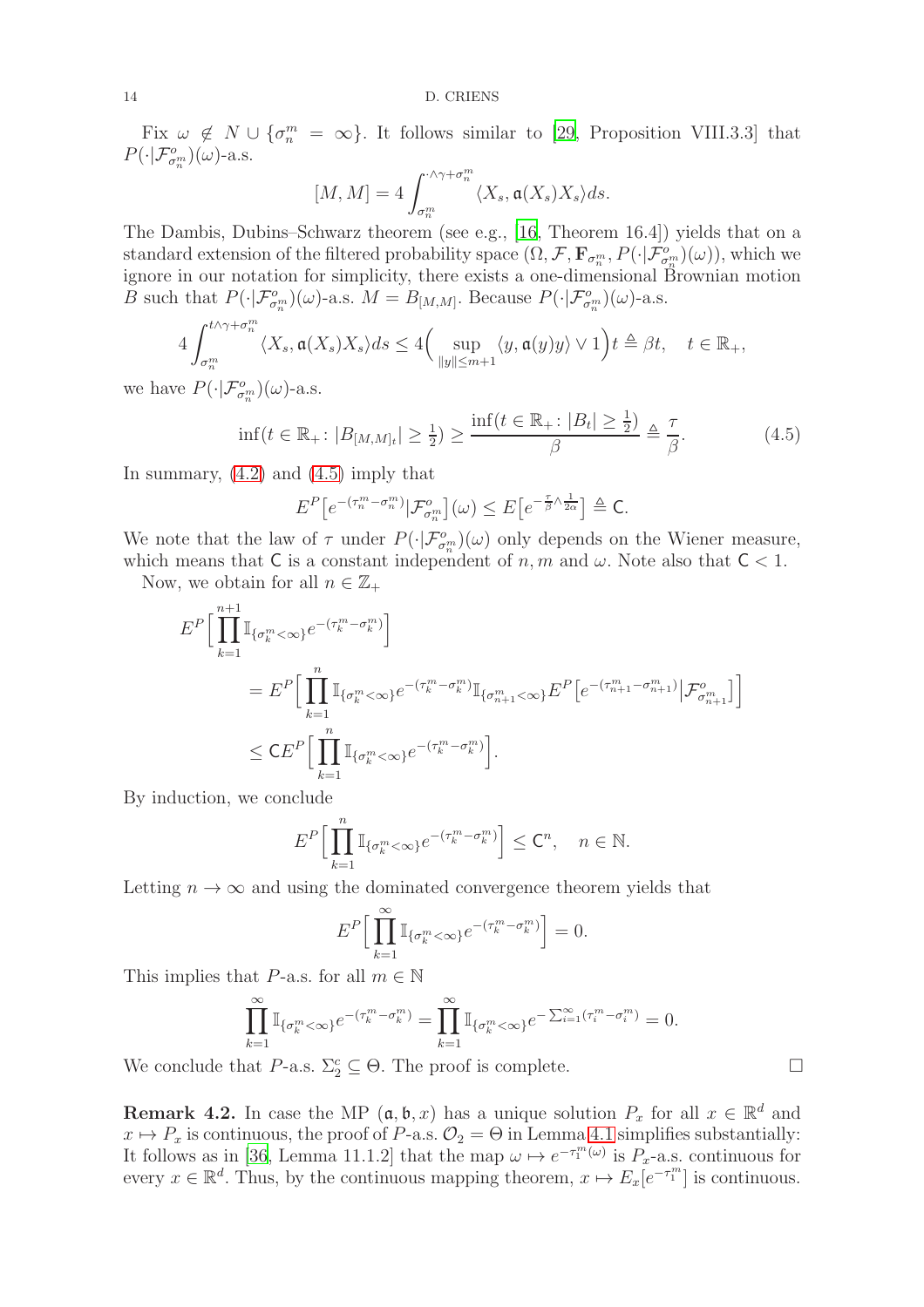Fix $\omega \notin N \cup \{\sigma^m_n = \infty\}$. It follows similar to [29, Proposition VIII.3.3] that $P(\cdot|\mathcal{F}^o_{\sigma^m_n})(\omega)$-a.s.

$$[M, M] = 4 \int_{\sigma^m_n}^{\cdot \wedge \gamma + \sigma^m_n} \langle X_s, \mathfrak{a}(X_s) X_s \rangle ds.$$

The Dambis, Dubins–Schwarz theorem (see e.g., [16, Theorem 16.4]) yields that on a standard extension of the filtered probability space $(\Omega, \mathcal{F}, \mathbf{F}_{\sigma^m_n}, P(\cdot|\mathcal{F}^o_{\sigma^m_n})(\omega))$, which we ignore in our notation for simplicity, there exists a one-dimensional Brownian motion $B$ such that $P(\cdot|\mathcal{F}^o_{\sigma^m_n})(\omega)$-a.s. $M = B_{[M,M]}$. Because $P(\cdot|\mathcal{F}^o_{\sigma^m_n})(\omega)$-a.s.

$$4 \int_{\sigma^m_n}^{t \wedge \gamma + \sigma^m_n} \langle X_s, \mathfrak{a}(X_s) X_s \rangle ds \le 4 \Big( \sup_{\|y\| \le m+1} \langle y, \mathfrak{a}(y) y \rangle \vee 1 \Big) t \triangleq \beta t, \quad t \in \mathbb{R}_+,$$

we have $P(\cdot|\mathcal{F}^o_{\sigma^m_n})(\omega)$-a.s.

$$\inf(t \in \mathbb{R}_+ \colon |B_{[M,M]_t}| \ge \tfrac{1}{2}) \ge \frac{\inf(t \in \mathbb{R}_+ \colon |B_t| \ge \frac{1}{2})}{\beta} \triangleq \frac{\tau}{\beta}. \tag{4.5}$$

In summary, (4.2) and (4.5) imply that

$$E^P\big[e^{-(\tau^m_n - \sigma^m_n)} | \mathcal{F}^o_{\sigma^m_n}\big](\omega) \le E\big[e^{-\frac{\tau}{\beta} \wedge \frac{1}{2\alpha}}\big] \triangleq \mathsf{C}.$$

We note that the law of $\tau$ under $P(\cdot|\mathcal{F}^o_{\sigma^m_n})(\omega)$ only depends on the Wiener measure, which means that $\mathsf{C}$ is a constant independent of $n, m$ and $\omega$. Note also that $\mathsf{C} < 1$.

Now, we obtain for all $n \in \mathbb{Z}_+$

$$\begin{aligned} E^P\Big[ \prod_{k=1}^{n+1} \mathbb{I}_{\{\sigma^m_k < \infty\}} e^{-(\tau^m_k - \sigma^m_k)} \Big] &= E^P\Big[ \prod_{k=1}^{n} \mathbb{I}_{\{\sigma^m_k < \infty\}} e^{-(\tau^m_k - \sigma^m_k)} \mathbb{I}_{\{\sigma^m_{n+1} < \infty\}} E^P\big[ e^{-(\tau^m_{n+1} - \sigma^m_{n+1})} \big| \mathcal{F}^o_{\sigma^m_{n+1}} \big] \Big] \\ &\le \mathsf{C} E^P\Big[ \prod_{k=1}^{n} \mathbb{I}_{\{\sigma^m_k < \infty\}} e^{-(\tau^m_k - \sigma^m_k)} \Big]. \end{aligned}$$

By induction, we conclude

$$E^P\Big[ \prod_{k=1}^{n} \mathbb{I}_{\{\sigma^m_k < \infty\}} e^{-(\tau^m_k - \sigma^m_k)} \Big] \le \mathsf{C}^n, \quad n \in \mathbb{N}.$$

Letting $n \to \infty$ and using the dominated convergence theorem yields that

$$E^P\Big[ \prod_{k=1}^{\infty} \mathbb{I}_{\{\sigma^m_k < \infty\}} e^{-(\tau^m_k - \sigma^m_k)} \Big] = 0.$$

This implies that $P$-a.s. for all $m \in \mathbb{N}$

$$\prod_{k=1}^{\infty} \mathbb{I}_{\{\sigma^m_k < \infty\}} e^{-(\tau^m_k - \sigma^m_k)} = \prod_{k=1}^{\infty} \mathbb{I}_{\{\sigma^m_k < \infty\}} e^{-\sum_{i=1}^{\infty} (\tau^m_i - \sigma^m_i)} = 0.$$

We conclude that $P$-a.s. $\Sigma^c_2 \subseteq \Theta$. The proof is complete. $\square$

**Remark 4.2.** In case the MP $(\mathfrak{a}, \mathfrak{b}, x)$ has a unique solution $P_x$ for all $x \in \mathbb{R}^d$ and $x \mapsto P_x$ is continuous, the proof of $P$-a.s. $\mathcal{O}_2 = \Theta$ in Lemma 4.1 simplifies substantially: It follows as in [36, Lemma 11.1.2] that the map $\omega \mapsto e^{-\tau^m_1(\omega)}$ is $P_x$-a.s. continuous for every $x \in \mathbb{R}^d$. Thus, by the continuous mapping theorem, $x \mapsto E_x[e^{-\tau^m_1}]$ is continuous.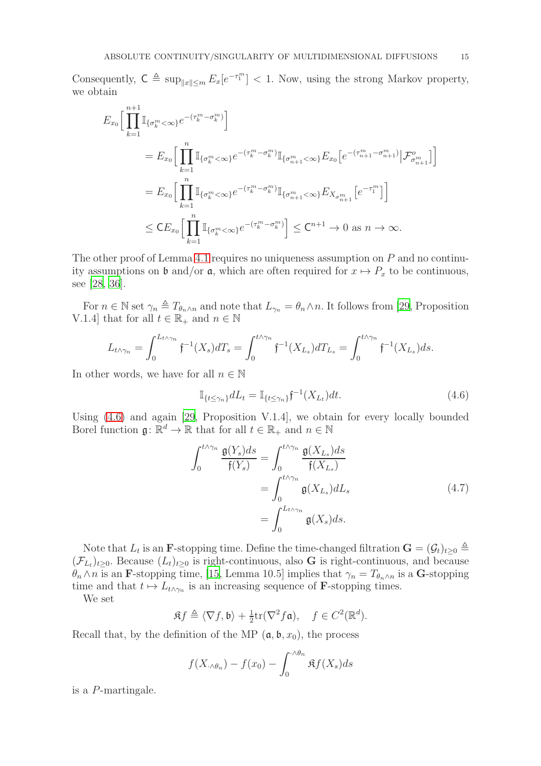Consequently, $\mathsf{C} \triangleq \sup_{\|x\| \leq m} E_x[e^{-\tau_1^m}] < 1$. Now, using the strong Markov property, we obtain

$$
\begin{aligned}
E_{x_0}\Big[\prod_{k=1}^{n+1} \mathbb{I}_{\{\sigma_k^m < \infty\}} e^{-(\tau_k^m - \sigma_k^m)}\Big]
&= E_{x_0}\Big[\prod_{k=1}^{n} \mathbb{I}_{\{\sigma_k^m < \infty\}} e^{-(\tau_k^m - \sigma_k^m)} \mathbb{I}_{\{\sigma_{n+1}^m < \infty\}} E_{x_0}\big[e^{-(\tau_{n+1}^m - \sigma_{n+1}^m)} \big| \mathcal{F}^o_{\sigma_{n+1}^m}\big]\Big] \\
&= E_{x_0}\Big[\prod_{k=1}^{n} \mathbb{I}_{\{\sigma_k^m < \infty\}} e^{-(\tau_k^m - \sigma_k^m)} \mathbb{I}_{\{\sigma_{n+1}^m < \infty\}} E_{X_{\sigma_{n+1}^m}}\big[e^{-\tau_1^m}\big]\Big] \\
&\leq \mathsf{C} E_{x_0}\Big[\prod_{k=1}^{n} \mathbb{I}_{\{\sigma_k^m < \infty\}} e^{-(\tau_k^m - \sigma_k^m)}\Big] \leq \mathsf{C}^{n+1} \to 0 \text{ as } n \to \infty.
\end{aligned}
$$

The other proof of Lemma 4.1 requires no uniqueness assumption on $P$ and no continuity assumptions on $\mathfrak{b}$ and/or $\mathfrak{a}$, which are often required for $x \mapsto P_x$ to be continuous, see [28, 36].

For $n \in \mathbb{N}$ set $\gamma_n \triangleq T_{\theta_n \wedge n}$ and note that $L_{\gamma_n} = \theta_n \wedge n$. It follows from [29, Proposition V.1.4] that for all $t \in \mathbb{R}_+$ and $n \in \mathbb{N}$

$$
L_{t \wedge \gamma_n} = \int_0^{L_{t\wedge \gamma_n}} \mathfrak{f}^{-1}(X_s) dT_s = \int_0^{t \wedge \gamma_n} \mathfrak{f}^{-1}(X_{L_s}) dT_{L_s} = \int_0^{t \wedge \gamma_n} \mathfrak{f}^{-1}(X_{L_s}) ds.
$$

In other words, we have for all $n \in \mathbb{N}$

$$
\mathbb{I}_{\{t \leq \gamma_n\}} dL_t = \mathbb{I}_{\{t \leq \gamma_n\}} \mathfrak{f}^{-1}(X_{L_t}) dt. \tag{4.6}
$$

Using (4.6) and again [29, Proposition V.1.4], we obtain for every locally bounded Borel function $\mathfrak{g}\colon \mathbb{R}^d \to \mathbb{R}$ that for all $t \in \mathbb{R}_+$ and $n \in \mathbb{N}$

$$
\begin{aligned}
\int_0^{t \wedge \gamma_n} \frac{\mathfrak{g}(Y_s) ds}{\mathfrak{f}(Y_s)} &= \int_0^{t\wedge\gamma_n} \frac{\mathfrak{g}(X_{L_s}) ds}{\mathfrak{f}(X_{L_s})} \\
&= \int_0^{t \wedge \gamma_n} \mathfrak{g}(X_{L_s}) dL_s \\
&= \int_0^{L_{t\wedge\gamma_n}} \mathfrak{g}(X_s) ds.
\end{aligned} \tag{4.7}
$$

Note that $L_t$ is an $\mathbf{F}$-stopping time. Define the time-changed filtration $\mathbf{G} = (\mathcal{G}_t)_{t \geq 0} \triangleq (\mathcal{F}_{L_t})_{t\geq 0}$. Because $(L_t)_{t \geq 0}$ is right-continuous, also $\mathbf{G}$ is right-continuous, and because $\theta_n \wedge n$ is an $\mathbf{F}$-stopping time, [15, Lemma 10.5] implies that $\gamma_n = T_{\theta_n \wedge n}$ is a $\mathbf{G}$-stopping time and that $t \mapsto L_{t \wedge \gamma_n}$ is an increasing sequence of $\mathbf{F}$-stopping times.

We set

$$
\mathfrak{K} f \triangleq \langle \nabla f, \mathfrak{b}\rangle + \tfrac{1}{2}\mathrm{tr}(\nabla^2 f \mathfrak{a}), \quad f \in C^2(\mathbb{R}^d).
$$

Recall that, by the definition of the MP $(\mathfrak{a}, \mathfrak{b}, x_0)$, the process

$$
f(X_{\cdot \wedge \theta_n}) - f(x_0) - \int_0^{\cdot \wedge \theta_n} \mathfrak{K} f(X_s) ds
$$

is a $P$-martingale.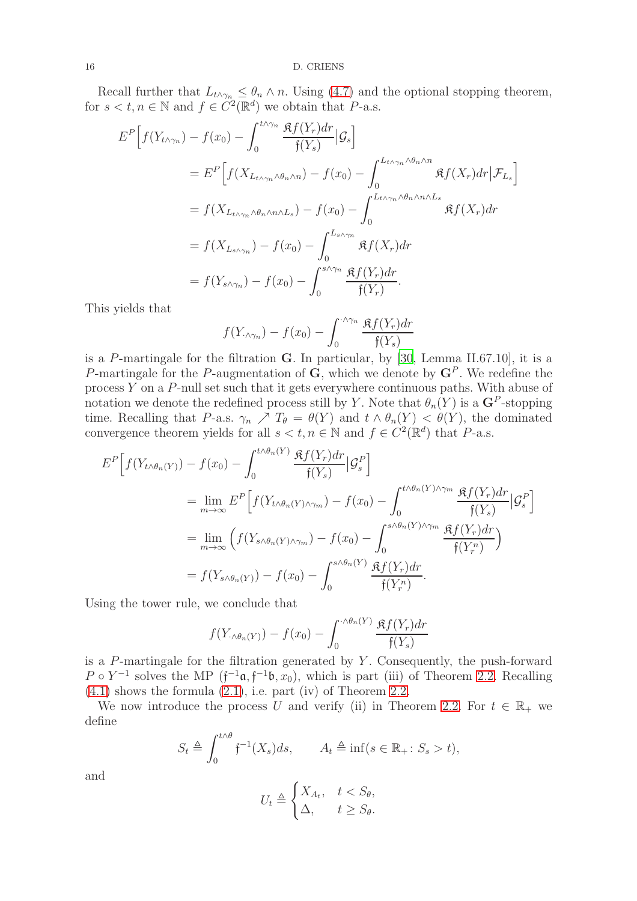Recall further that $L_{t\wedge\gamma_n} \leq \theta_n \wedge n$. Using (4.7) and the optional stopping theorem, for $s < t, n \in \mathbb{N}$ and $f \in C^2(\mathbb{R}^d)$ we obtain that $P$-a.s.

$$
\begin{aligned}
E^P\Big[f(Y_{t\wedge\gamma_n}) - f(x_0) - \int_0^{t\wedge\gamma_n} \frac{\mathfrak{K}f(Y_r)dr}{\mathfrak{f}(Y_s)}\big|\mathcal{G}_s\Big]
&= E^P\Big[f(X_{L_{t\wedge\gamma_n}\wedge\theta_n\wedge n}) - f(x_0) - \int_0^{L_{t\wedge\gamma_n}\wedge\theta_n\wedge n} \mathfrak{K}f(X_r)dr\big|\mathcal{F}_{L_s}\Big] \\
&= f(X_{L_{t\wedge\gamma_n}\wedge\theta_n\wedge n\wedge L_s}) - f(x_0) - \int_0^{L_{t\wedge\gamma_n}\wedge\theta_n\wedge n\wedge L_s} \mathfrak{K}f(X_r)dr \\
&= f(X_{L_{s\wedge\gamma_n}}) - f(x_0) - \int_0^{L_{s\wedge\gamma_n}} \mathfrak{K}f(X_r)dr \\
&= f(Y_{s\wedge\gamma_n}) - f(x_0) - \int_0^{s\wedge\gamma_n} \frac{\mathfrak{K}f(Y_r)dr}{\mathfrak{f}(Y_r)}.
\end{aligned}
$$

This yields that

$$
f(Y_{\cdot\wedge\gamma_n}) - f(x_0) - \int_0^{\cdot\wedge\gamma_n} \frac{\mathfrak{K}f(Y_r)dr}{\mathfrak{f}(Y_s)}
$$

is a $P$-martingale for the filtration $\mathbf{G}$. In particular, by [30, Lemma II.67.10], it is a $P$-martingale for the $P$-augmentation of $\mathbf{G}$, which we denote by $\mathbf{G}^P$. We redefine the process $Y$ on a $P$-null set such that it gets everywhere continuous paths. With abuse of notation we denote the redefined process still by $Y$. Note that $\theta_n(Y)$ is a $\mathbf{G}^P$-stopping time. Recalling that $P$-a.s. $\gamma_n \nearrow T_\theta = \theta(Y)$ and $t \wedge \theta_n(Y) < \theta(Y)$, the dominated convergence theorem yields for all $s < t, n \in \mathbb{N}$ and $f \in C^2(\mathbb{R}^d)$ that $P$-a.s.

$$
\begin{aligned}
E^P\Big[f(Y_{t\wedge\theta_n(Y)}) - f(x_0) - \int_0^{t\wedge\theta_n(Y)} \frac{\mathfrak{K}f(Y_r)dr}{\mathfrak{f}(Y_s)}\big|\mathcal{G}^P_s\Big]
&= \lim_{m\to\infty} E^P\Big[f(Y_{t\wedge\theta_n(Y)\wedge\gamma_m}) - f(x_0) - \int_0^{t\wedge\theta_n(Y)\wedge\gamma_m} \frac{\mathfrak{K}f(Y_r)dr}{\mathfrak{f}(Y_s)}\big|\mathcal{G}^P_s\Big] \\
&= \lim_{m\to\infty} \Big(f(Y_{s\wedge\theta_n(Y)\wedge\gamma_m}) - f(x_0) - \int_0^{s\wedge\theta_n(Y)\wedge\gamma_m} \frac{\mathfrak{K}f(Y_r)dr}{\mathfrak{f}(Y^n_r)}\Big) \\
&= f(Y_{s\wedge\theta_n(Y)}) - f(x_0) - \int_0^{s\wedge\theta_n(Y)} \frac{\mathfrak{K}f(Y_r)dr}{\mathfrak{f}(Y^n_r)}.
\end{aligned}
$$

Using the tower rule, we conclude that

$$
f(Y_{\cdot\wedge\theta_n(Y)}) - f(x_0) - \int_0^{\cdot\wedge\theta_n(Y)} \frac{\mathfrak{K}f(Y_r)dr}{\mathfrak{f}(Y_s)}
$$

is a $P$-martingale for the filtration generated by $Y$. Consequently, the push-forward $P \circ Y^{-1}$ solves the MP $(\mathfrak{f}^{-1}\mathfrak{a}, \mathfrak{f}^{-1}\mathfrak{b}, x_0)$, which is part (iii) of Theorem 2.2. Recalling (4.1) shows the formula (2.1), i.e. part (iv) of Theorem 2.2.

We now introduce the process $U$ and verify (ii) in Theorem 2.2. For $t \in \mathbb{R}_+$ we define

$$
S_t \triangleq \int_0^{t\wedge\theta} \mathfrak{f}^{-1}(X_s)ds, \qquad A_t \triangleq \inf(s \in \mathbb{R}_+ : S_s > t),
$$

and

$$
U_t \triangleq \begin{cases} X_{A_t}, & t < S_\theta, \\ \Delta, & t \geq S_\theta. \end{cases}
$$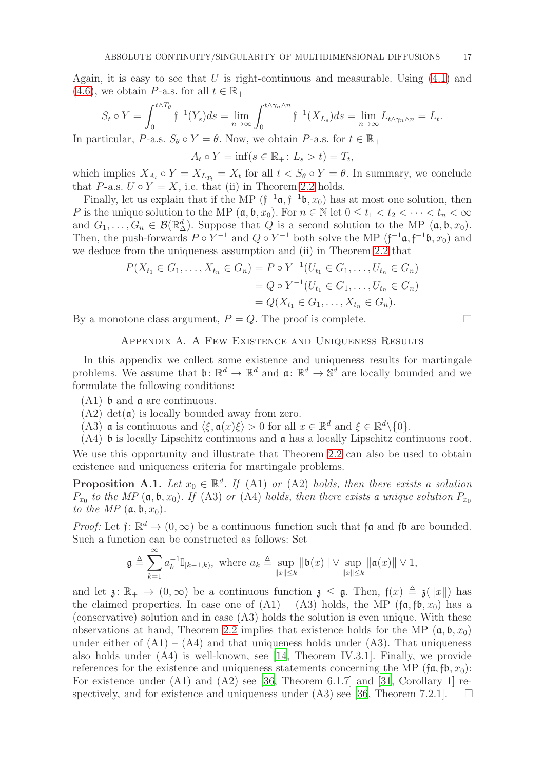Again, it is easy to see that $U$ is right-continuous and measurable. Using (4.1) and (4.6), we obtain $P$-a.s. for all $t \in \mathbb{R}_+$

$$S_t \circ Y = \int_0^{t \wedge T_\theta} \mathfrak{f}^{-1}(Y_s) ds = \lim_{n \to \infty} \int_0^{t \wedge \gamma_n \wedge n} \mathfrak{f}^{-1}(X_{L_s}) ds = \lim_{n \to \infty} L_{t \wedge \gamma_n \wedge n} = L_t.$$

In particular, $P$-a.s. $S_\theta \circ Y = \theta$. Now, we obtain $P$-a.s. for $t \in \mathbb{R}_+$

$$A_t \circ Y = \inf(s \in \mathbb{R}_+ \colon L_s > t) = T_t,$$

which implies $X_{A_t} \circ Y = X_{L_{T_t}} = X_t$ for all $t < S_\theta \circ Y = \theta$. In summary, we conclude that $P$-a.s. $U \circ Y = X$, i.e. that (ii) in Theorem 2.2 holds.

Finally, let us explain that if the MP $(\mathfrak{f}^{-1}\mathfrak{a}, \mathfrak{f}^{-1}\mathfrak{b}, x_0)$ has at most one solution, then $P$ is the unique solution to the MP $(\mathfrak{a}, \mathfrak{b}, x_0)$. For $n \in \mathbb{N}$ let $0 \leq t_1 < t_2 < \dots < t_n < \infty$ and $G_1, \dots, G_n \in \mathcal{B}(\mathbb{R}^d_\Delta)$. Suppose that $Q$ is a second solution to the MP $(\mathfrak{a}, \mathfrak{b}, x_0)$. Then, the push-forwards $P \circ Y^{-1}$ and $Q \circ Y^{-1}$ both solve the MP $(\mathfrak{f}^{-1}\mathfrak{a}, \mathfrak{f}^{-1}\mathfrak{b}, x_0)$ and we deduce from the uniqueness assumption and (ii) in Theorem 2.2 that

$$\begin{aligned}
P(X_{t_1} \in G_1, \dots, X_{t_n} \in G_n) &= P \circ Y^{-1}(U_{t_1} \in G_1, \dots, U_{t_n} \in G_n) \\
&= Q \circ Y^{-1}(U_{t_1} \in G_1, \dots, U_{t_n} \in G_n) \\
&= Q(X_{t_1} \in G_1, \dots, X_{t_n} \in G_n).
\end{aligned}$$

By a monotone class argument, $P = Q$. The proof is complete. □

## Appendix A. A Few Existence and Uniqueness Results

In this appendix we collect some existence and uniqueness results for martingale problems. We assume that $\mathfrak{b} \colon \mathbb{R}^d \to \mathbb{R}^d$ and $\mathfrak{a} \colon \mathbb{R}^d \to \mathbb{S}^d$ are locally bounded and we formulate the following conditions:

(A1) $\mathfrak{b}$ and $\mathfrak{a}$ are continuous.
(A2) $\det(\mathfrak{a})$ is locally bounded away from zero.
(A3) $\mathfrak{a}$ is continuous and $\langle \xi, \mathfrak{a}(x)\xi \rangle > 0$ for all $x \in \mathbb{R}^d$ and $\xi \in \mathbb{R}^d \backslash \{0\}$.
(A4) $\mathfrak{b}$ is locally Lipschitz continuous and $\mathfrak{a}$ has a locally Lipschitz continuous root.

We use this opportunity and illustrate that Theorem 2.2 can also be used to obtain existence and uniqueness criteria for martingale problems.

**Proposition A.1.** *Let $x_0 \in \mathbb{R}^d$. If* (A1) *or* (A2) *holds, then there exists a solution $P_{x_0}$ to the MP $(\mathfrak{a}, \mathfrak{b}, x_0)$. If* (A3) *or* (A4) *holds, then there exists a unique solution $P_{x_0}$ to the MP $(\mathfrak{a}, \mathfrak{b}, x_0)$.*

*Proof:* Let $\mathfrak{f} \colon \mathbb{R}^d \to (0, \infty)$ be a continuous function such that $\mathfrak{f}\mathfrak{a}$ and $\mathfrak{f}\mathfrak{b}$ are bounded. Such a function can be constructed as follows: Set

$$\mathfrak{g} \triangleq \sum_{k=1}^\infty a_k^{-1} \mathbb{I}_{[k-1,k)}, \text{ where } a_k \triangleq \sup_{\|x\| \leq k} \|\mathfrak{b}(x)\| \vee \sup_{\|x\| \leq k} \|\mathfrak{a}(x)\| \vee 1,$$

and let $\mathfrak{z} \colon \mathbb{R}_+ \to (0, \infty)$ be a continuous function $\mathfrak{z} \leq \mathfrak{g}$. Then, $\mathfrak{f}(x) \triangleq \mathfrak{z}(\|x\|)$ has the claimed properties. In case one of (A1) – (A3) holds, the MP $(\mathfrak{f}\mathfrak{a}, \mathfrak{f}\mathfrak{b}, x_0)$ has a (conservative) solution and in case (A3) holds the solution is even unique. With these observations at hand, Theorem 2.2 implies that existence holds for the MP $(\mathfrak{a}, \mathfrak{b}, x_0)$ under either of (A1) – (A4) and that uniqueness holds under (A3). That uniqueness also holds under (A4) is well-known, see [14, Theorem IV.3.1]. Finally, we provide references for the existence and uniqueness statements concerning the MP $(\mathfrak{f}\mathfrak{a}, \mathfrak{f}\mathfrak{b}, x_0)$: For existence under (A1) and (A2) see [36, Theorem 6.1.7] and [31, Corollary 1] respectively, and for existence and uniqueness under (A3) see [36, Theorem 7.2.1]. □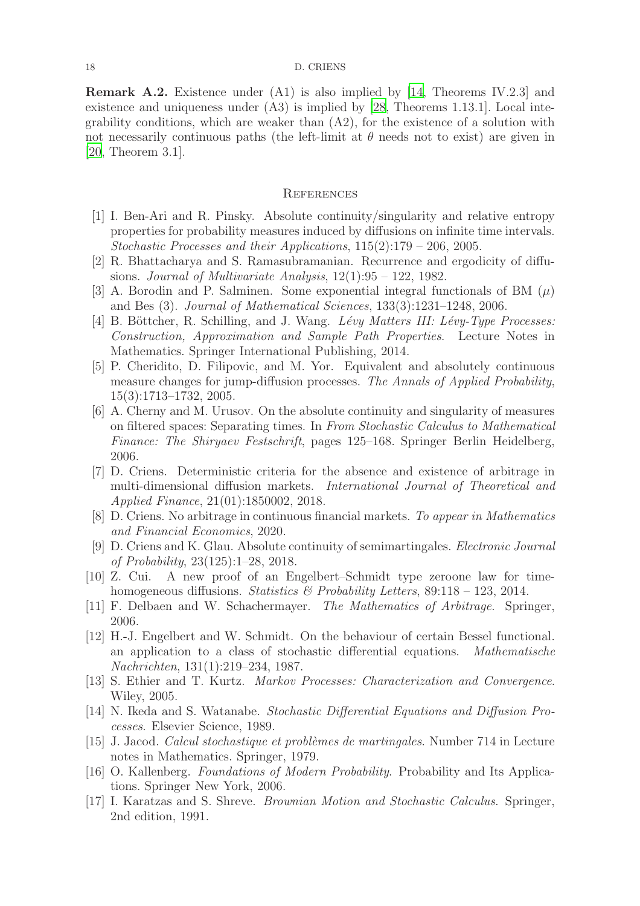**Remark A.2.** Existence under (A1) is also implied by [14, Theorems IV.2.3] and existence and uniqueness under (A3) is implied by [28, Theorems 1.13.1]. Local integrability conditions, which are weaker than (A2), for the existence of a solution with not necessarily continuous paths (the left-limit at $\theta$ needs not to exist) are given in [20, Theorem 3.1].

## References

[1] I. Ben-Ari and R. Pinsky. Absolute continuity/singularity and relative entropy properties for probability measures induced by diffusions on infinite time intervals. *Stochastic Processes and their Applications*, 115(2):179 – 206, 2005.

[2] R. Bhattacharya and S. Ramasubramanian. Recurrence and ergodicity of diffusions. *Journal of Multivariate Analysis*, 12(1):95 – 122, 1982.

[3] A. Borodin and P. Salminen. Some exponential integral functionals of BM ($\mu$) and Bes (3). *Journal of Mathematical Sciences*, 133(3):1231–1248, 2006.

[4] B. Böttcher, R. Schilling, and J. Wang. *Lévy Matters III: Lévy-Type Processes: Construction, Approximation and Sample Path Properties*. Lecture Notes in Mathematics. Springer International Publishing, 2014.

[5] P. Cheridito, D. Filipovic, and M. Yor. Equivalent and absolutely continuous measure changes for jump-diffusion processes. *The Annals of Applied Probability*, 15(3):1713–1732, 2005.

[6] A. Cherny and M. Urusov. On the absolute continuity and singularity of measures on filtered spaces: Separating times. In *From Stochastic Calculus to Mathematical Finance: The Shiryaev Festschrift*, pages 125–168. Springer Berlin Heidelberg, 2006.

[7] D. Criens. Deterministic criteria for the absence and existence of arbitrage in multi-dimensional diffusion markets. *International Journal of Theoretical and Applied Finance*, 21(01):1850002, 2018.

[8] D. Criens. No arbitrage in continuous financial markets. *To appear in Mathematics and Financial Economics*, 2020.

[9] D. Criens and K. Glau. Absolute continuity of semimartingales. *Electronic Journal of Probability*, 23(125):1–28, 2018.

[10] Z. Cui. A new proof of an Engelbert–Schmidt type zeroone law for time-homogeneous diffusions. *Statistics & Probability Letters*, 89:118 – 123, 2014.

[11] F. Delbaen and W. Schachermayer. *The Mathematics of Arbitrage*. Springer, 2006.

[12] H.-J. Engelbert and W. Schmidt. On the behaviour of certain Bessel functional. an application to a class of stochastic differential equations. *Mathematische Nachrichten*, 131(1):219–234, 1987.

[13] S. Ethier and T. Kurtz. *Markov Processes: Characterization and Convergence*. Wiley, 2005.

[14] N. Ikeda and S. Watanabe. *Stochastic Differential Equations and Diffusion Processes*. Elsevier Science, 1989.

[15] J. Jacod. *Calcul stochastique et problèmes de martingales*. Number 714 in Lecture notes in Mathematics. Springer, 1979.

[16] O. Kallenberg. *Foundations of Modern Probability*. Probability and Its Applications. Springer New York, 2006.

[17] I. Karatzas and S. Shreve. *Brownian Motion and Stochastic Calculus*. Springer, 2nd edition, 1991.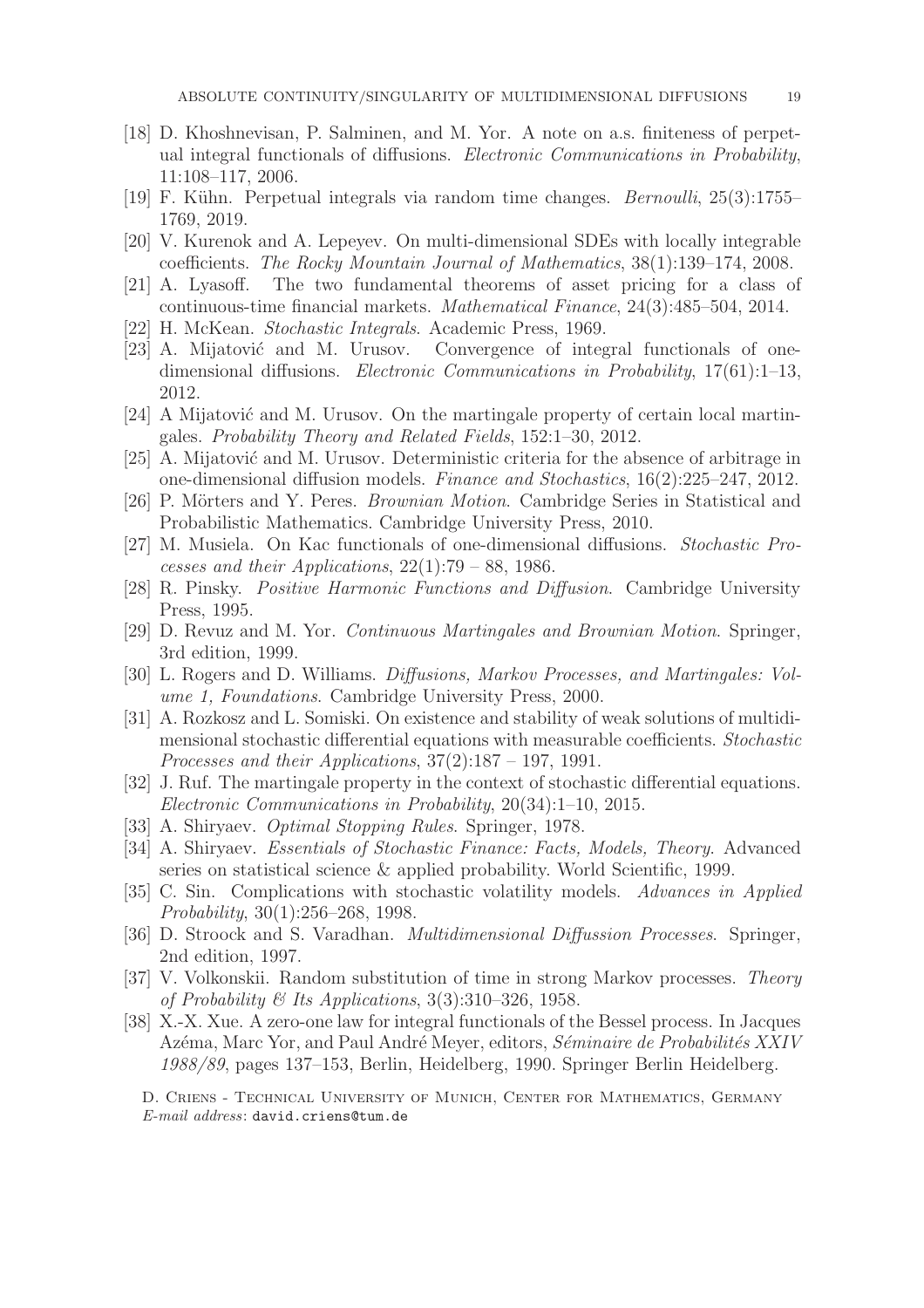[18] D. Khoshnevisan, P. Salminen, and M. Yor. A note on a.s. finiteness of perpetual integral functionals of diffusions. *Electronic Communications in Probability*, 11:108–117, 2006.

[19] F. Kühn. Perpetual integrals via random time changes. *Bernoulli*, 25(3):1755–1769, 2019.

[20] V. Kurenok and A. Lepeyev. On multi-dimensional SDEs with locally integrable coefficients. *The Rocky Mountain Journal of Mathematics*, 38(1):139–174, 2008.

[21] A. Lyasoff. The two fundamental theorems of asset pricing for a class of continuous-time financial markets. *Mathematical Finance*, 24(3):485–504, 2014.

[22] H. McKean. *Stochastic Integrals*. Academic Press, 1969.

[23] A. Mijatović and M. Urusov. Convergence of integral functionals of one-dimensional diffusions. *Electronic Communications in Probability*, 17(61):1–13, 2012.

[24] A Mijatović and M. Urusov. On the martingale property of certain local martingales. *Probability Theory and Related Fields*, 152:1–30, 2012.

[25] A. Mijatović and M. Urusov. Deterministic criteria for the absence of arbitrage in one-dimensional diffusion models. *Finance and Stochastics*, 16(2):225–247, 2012.

[26] P. Mörters and Y. Peres. *Brownian Motion*. Cambridge Series in Statistical and Probabilistic Mathematics. Cambridge University Press, 2010.

[27] M. Musiela. On Kac functionals of one-dimensional diffusions. *Stochastic Processes and their Applications*, 22(1):79 – 88, 1986.

[28] R. Pinsky. *Positive Harmonic Functions and Diffusion*. Cambridge University Press, 1995.

[29] D. Revuz and M. Yor. *Continuous Martingales and Brownian Motion*. Springer, 3rd edition, 1999.

[30] L. Rogers and D. Williams. *Diffusions, Markov Processes, and Martingales: Volume 1, Foundations*. Cambridge University Press, 2000.

[31] A. Rozkosz and L. Somiski. On existence and stability of weak solutions of multidimensional stochastic differential equations with measurable coefficients. *Stochastic Processes and their Applications*, 37(2):187 – 197, 1991.

[32] J. Ruf. The martingale property in the context of stochastic differential equations. *Electronic Communications in Probability*, 20(34):1–10, 2015.

[33] A. Shiryaev. *Optimal Stopping Rules*. Springer, 1978.

[34] A. Shiryaev. *Essentials of Stochastic Finance: Facts, Models, Theory*. Advanced series on statistical science & applied probability. World Scientific, 1999.

[35] C. Sin. Complications with stochastic volatility models. *Advances in Applied Probability*, 30(1):256–268, 1998.

[36] D. Stroock and S. Varadhan. *Multidimensional Diffussion Processes*. Springer, 2nd edition, 1997.

[37] V. Volkonskii. Random substitution of time in strong Markov processes. *Theory of Probability & Its Applications*, 3(3):310–326, 1958.

[38] X.-X. Xue. A zero-one law for integral functionals of the Bessel process. In Jacques Azéma, Marc Yor, and Paul André Meyer, editors, *Séminaire de Probabilités XXIV 1988/89*, pages 137–153, Berlin, Heidelberg, 1990. Springer Berlin Heidelberg.

D. Criens - Technical University of Munich, Center for Mathematics, Germany
*E-mail address*: david.criens@tum.de